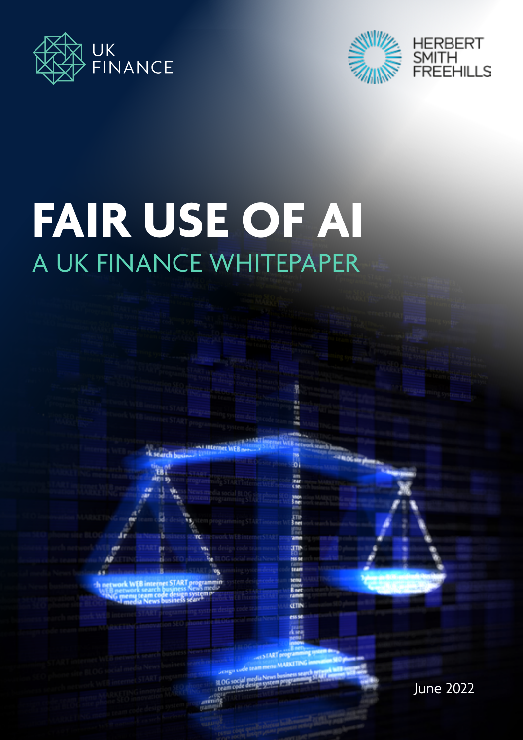UK FINANCE

HERBERT SMITH FREEHILLS

# FAIR USE OF AI

## A UK FINANCE WHITEPAPER

June 2022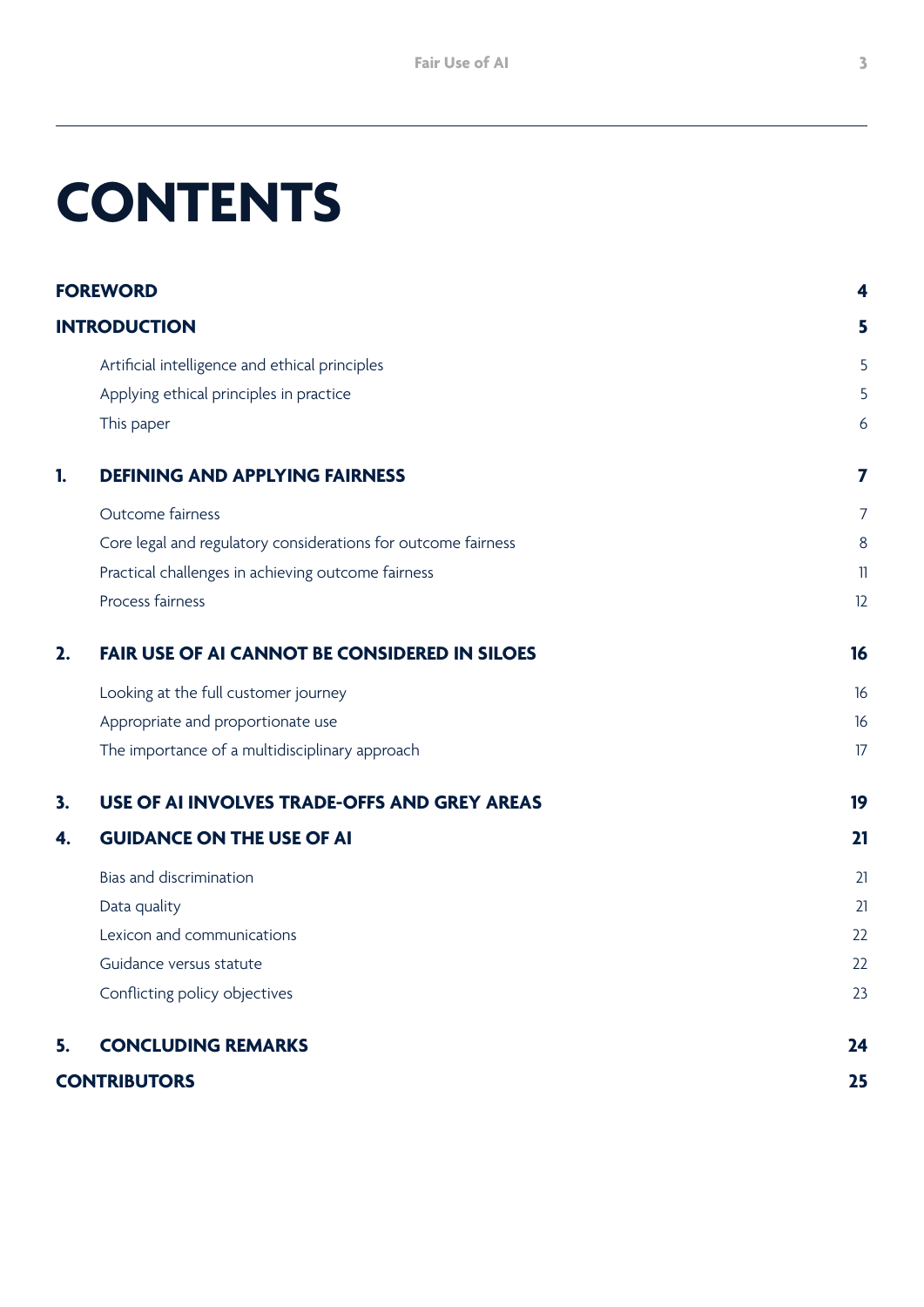# CONTENTS

| | | |
|---|---|---|
| **FOREWORD** | | **4** |
| **INTRODUCTION** | | **5** |
| | Artificial intelligence and ethical principles | 5 |
| | Applying ethical principles in practice | 5 |
| | This paper | 6 |
| **1.** | **DEFINING AND APPLYING FAIRNESS** | **7** |
| | Outcome fairness | 7 |
| | Core legal and regulatory considerations for outcome fairness | 8 |
| | Practical challenges in achieving outcome fairness | 11 |
| | Process fairness | 12 |
| **2.** | **FAIR USE OF AI CANNOT BE CONSIDERED IN SILOES** | **16** |
| | Looking at the full customer journey | 16 |
| | Appropriate and proportionate use | 16 |
| | The importance of a multidisciplinary approach | 17 |
| **3.** | **USE OF AI INVOLVES TRADE-OFFS AND GREY AREAS** | **19** |
| **4.** | **GUIDANCE ON THE USE OF AI** | **21** |
| | Bias and discrimination | 21 |
| | Data quality | 21 |
| | Lexicon and communications | 22 |
| | Guidance versus statute | 22 |
| | Conflicting policy objectives | 23 |
| **5.** | **CONCLUDING REMARKS** | **24** |
| **CONTRIBUTORS** | | **25** |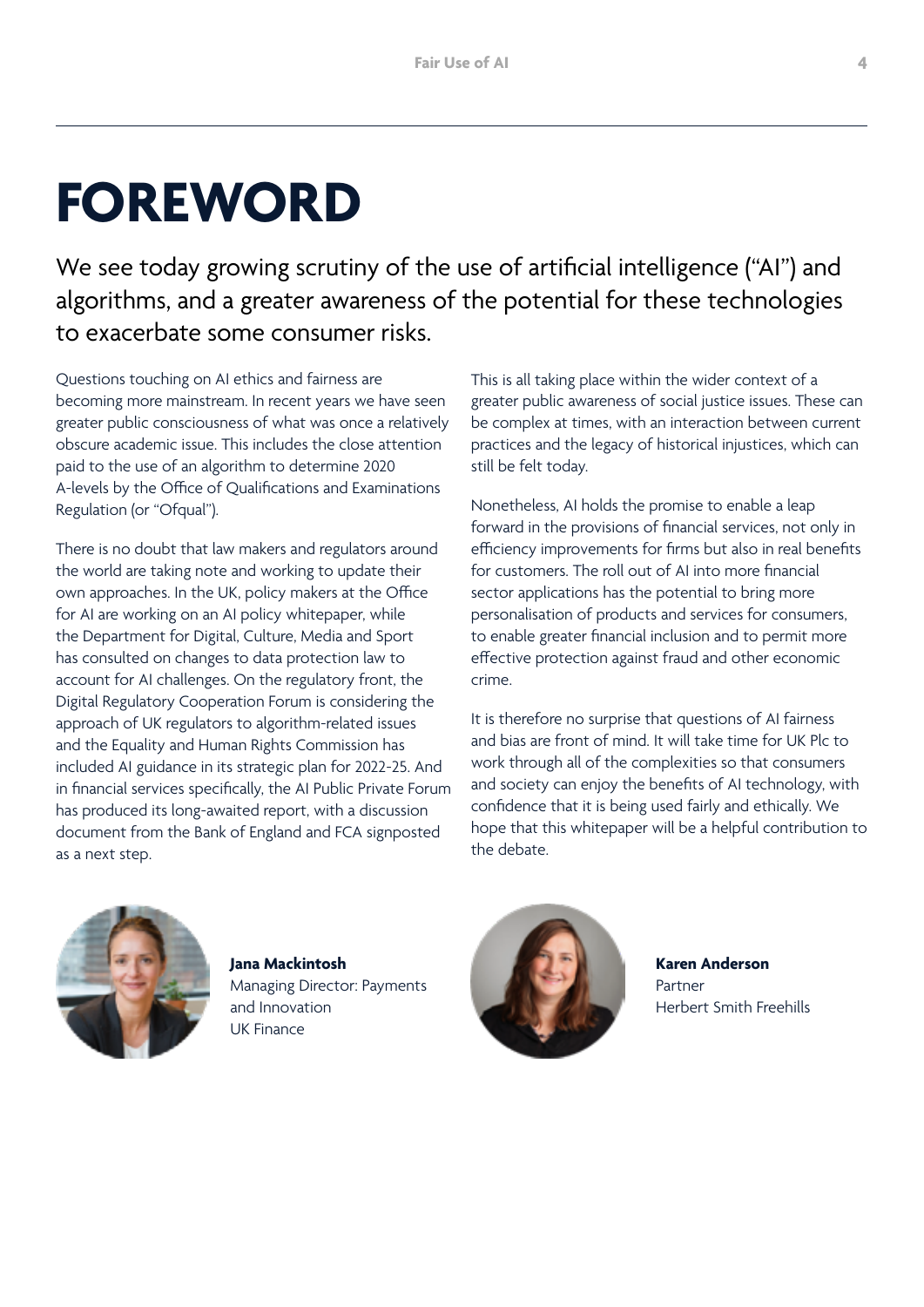# FOREWORD

We see today growing scrutiny of the use of artificial intelligence ("AI") and algorithms, and a greater awareness of the potential for these technologies to exacerbate some consumer risks.

Questions touching on AI ethics and fairness are becoming more mainstream. In recent years we have seen greater public consciousness of what was once a relatively obscure academic issue. This includes the close attention paid to the use of an algorithm to determine 2020 A-levels by the Office of Qualifications and Examinations Regulation (or "Ofqual").

There is no doubt that law makers and regulators around the world are taking note and working to update their own approaches. In the UK, policy makers at the Office for AI are working on an AI policy whitepaper, while the Department for Digital, Culture, Media and Sport has consulted on changes to data protection law to account for AI challenges. On the regulatory front, the Digital Regulatory Cooperation Forum is considering the approach of UK regulators to algorithm-related issues and the Equality and Human Rights Commission has included AI guidance in its strategic plan for 2022-25. And in financial services specifically, the AI Public Private Forum has produced its long-awaited report, with a discussion document from the Bank of England and FCA signposted as a next step.

This is all taking place within the wider context of a greater public awareness of social justice issues. These can be complex at times, with an interaction between current practices and the legacy of historical injustices, which can still be felt today.

Nonetheless, AI holds the promise to enable a leap forward in the provisions of financial services, not only in efficiency improvements for firms but also in real benefits for customers. The roll out of AI into more financial sector applications has the potential to bring more personalisation of products and services for consumers, to enable greater financial inclusion and to permit more effective protection against fraud and other economic crime.

It is therefore no surprise that questions of AI fairness and bias are front of mind. It will take time for UK Plc to work through all of the complexities so that consumers and society can enjoy the benefits of AI technology, with confidence that it is being used fairly and ethically. We hope that this whitepaper will be a helpful contribution to the debate.

**Jana Mackintosh**
Managing Director: Payments and Innovation
UK Finance

**Karen Anderson**
Partner
Herbert Smith Freehills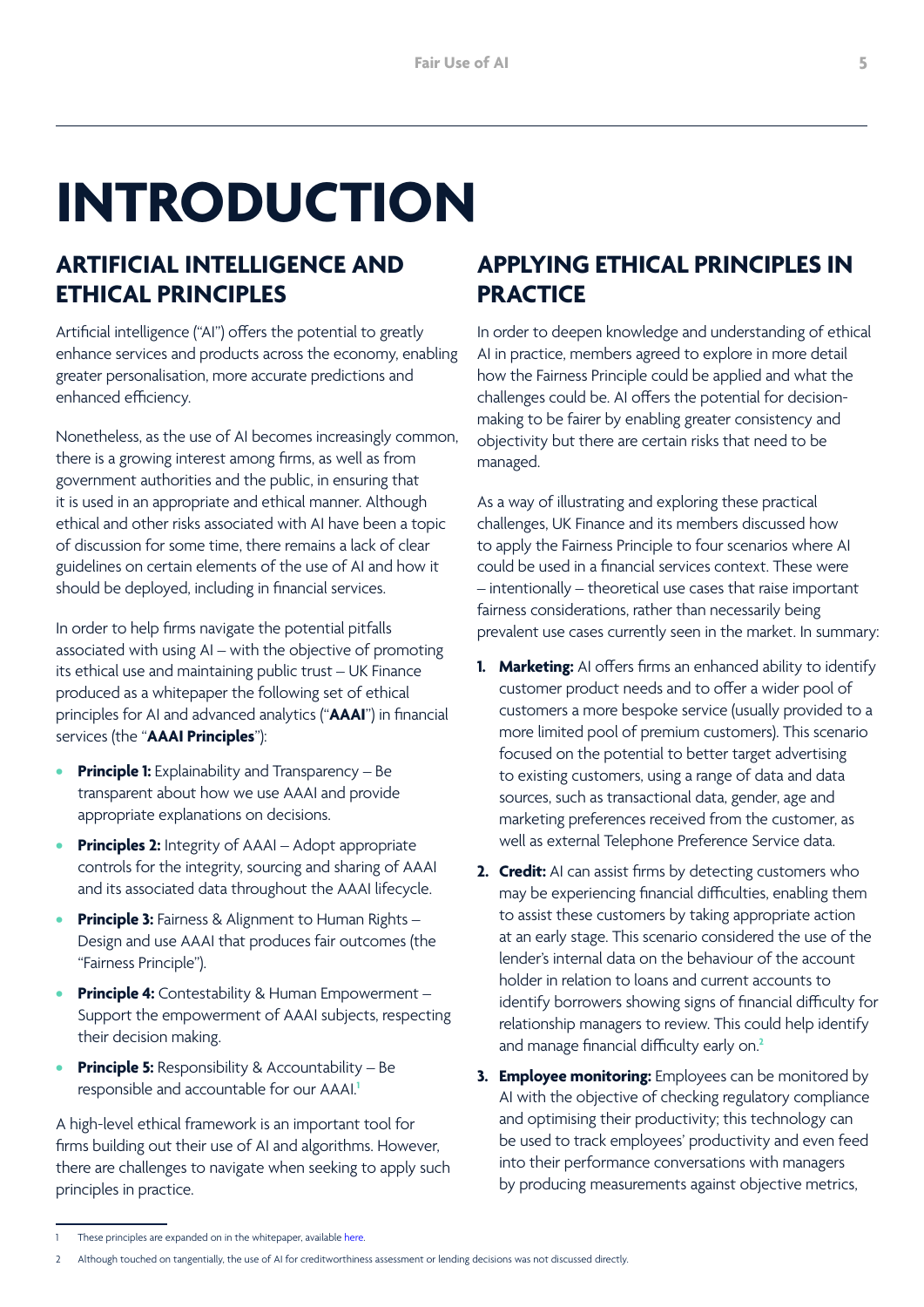# INTRODUCTION

## ARTIFICIAL INTELLIGENCE AND ETHICAL PRINCIPLES

Artificial intelligence ("AI") offers the potential to greatly enhance services and products across the economy, enabling greater personalisation, more accurate predictions and enhanced efficiency.

Nonetheless, as the use of AI becomes increasingly common, there is a growing interest among firms, as well as from government authorities and the public, in ensuring that it is used in an appropriate and ethical manner. Although ethical and other risks associated with AI have been a topic of discussion for some time, there remains a lack of clear guidelines on certain elements of the use of AI and how it should be deployed, including in financial services.

In order to help firms navigate the potential pitfalls associated with using AI – with the objective of promoting its ethical use and maintaining public trust – UK Finance produced as a whitepaper the following set of ethical principles for AI and advanced analytics ("**AAAI**") in financial services (the "**AAAI Principles**"):

- **Principle 1:** Explainability and Transparency – Be transparent about how we use AAAI and provide appropriate explanations on decisions.
- **Principles 2:** Integrity of AAAI – Adopt appropriate controls for the integrity, sourcing and sharing of AAAI and its associated data throughout the AAAI lifecycle.
- **Principle 3:** Fairness & Alignment to Human Rights – Design and use AAAI that produces fair outcomes (the "Fairness Principle").
- **Principle 4:** Contestability & Human Empowerment – Support the empowerment of AAAI subjects, respecting their decision making.
- **Principle 5:** Responsibility & Accountability – Be responsible and accountable for our AAAI.[1]

A high-level ethical framework is an important tool for firms building out their use of AI and algorithms. However, there are challenges to navigate when seeking to apply such principles in practice.

## APPLYING ETHICAL PRINCIPLES IN PRACTICE

In order to deepen knowledge and understanding of ethical AI in practice, members agreed to explore in more detail how the Fairness Principle could be applied and what the challenges could be. AI offers the potential for decision-making to be fairer by enabling greater consistency and objectivity but there are certain risks that need to be managed.

As a way of illustrating and exploring these practical challenges, UK Finance and its members discussed how to apply the Fairness Principle to four scenarios where AI could be used in a financial services context. These were – intentionally – theoretical use cases that raise important fairness considerations, rather than necessarily being prevalent use cases currently seen in the market. In summary:

1. **Marketing:** AI offers firms an enhanced ability to identify customer product needs and to offer a wider pool of customers a more bespoke service (usually provided to a more limited pool of premium customers). This scenario focused on the potential to better target advertising to existing customers, using a range of data and data sources, such as transactional data, gender, age and marketing preferences received from the customer, as well as external Telephone Preference Service data.
2. **Credit:** AI can assist firms by detecting customers who may be experiencing financial difficulties, enabling them to assist these customers by taking appropriate action at an early stage. This scenario considered the use of the lender's internal data on the behaviour of the account holder in relation to loans and current accounts to identify borrowers showing signs of financial difficulty for relationship managers to review. This could help identify and manage financial difficulty early on.[2]
3. **Employee monitoring:** Employees can be monitored by AI with the objective of checking regulatory compliance and optimising their productivity; this technology can be used to track employees' productivity and even feed into their performance conversations with managers by producing measurements against objective metrics,

---

1 These principles are expanded on in the whitepaper, available here.

2 Although touched on tangentially, the use of AI for creditworthiness assessment or lending decisions was not discussed directly.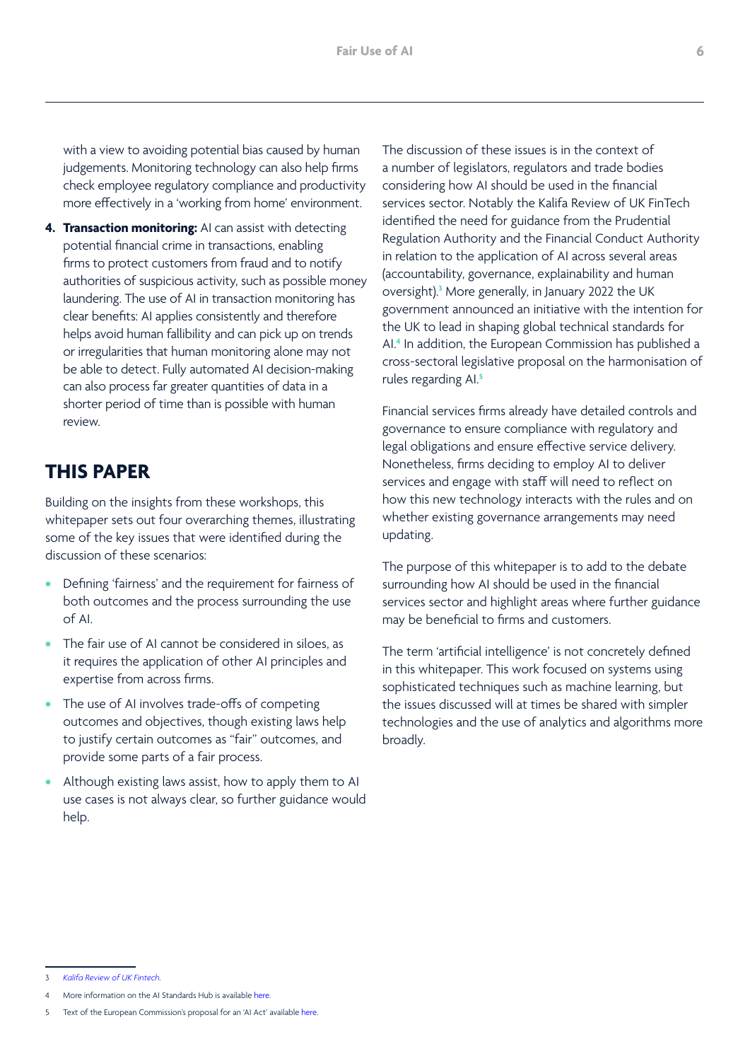with a view to avoiding potential bias caused by human judgements. Monitoring technology can also help firms check employee regulatory compliance and productivity more effectively in a 'working from home' environment.

4. **Transaction monitoring:** AI can assist with detecting potential financial crime in transactions, enabling firms to protect customers from fraud and to notify authorities of suspicious activity, such as possible money laundering. The use of AI in transaction monitoring has clear benefits: AI applies consistently and therefore helps avoid human fallibility and can pick up on trends or irregularities that human monitoring alone may not be able to detect. Fully automated AI decision-making can also process far greater quantities of data in a shorter period of time than is possible with human review.

## THIS PAPER

Building on the insights from these workshops, this whitepaper sets out four overarching themes, illustrating some of the key issues that were identified during the discussion of these scenarios:

- Defining 'fairness' and the requirement for fairness of both outcomes and the process surrounding the use of AI.
- The fair use of AI cannot be considered in siloes, as it requires the application of other AI principles and expertise from across firms.
- The use of AI involves trade-offs of competing outcomes and objectives, though existing laws help to justify certain outcomes as "fair" outcomes, and provide some parts of a fair process.
- Although existing laws assist, how to apply them to AI use cases is not always clear, so further guidance would help.

The discussion of these issues is in the context of a number of legislators, regulators and trade bodies considering how AI should be used in the financial services sector. Notably the Kalifa Review of UK FinTech identified the need for guidance from the Prudential Regulation Authority and the Financial Conduct Authority in relation to the application of AI across several areas (accountability, governance, explainability and human oversight).[3] More generally, in January 2022 the UK government announced an initiative with the intention for the UK to lead in shaping global technical standards for AI.[4] In addition, the European Commission has published a cross-sectoral legislative proposal on the harmonisation of rules regarding AI.[5]

Financial services firms already have detailed controls and governance to ensure compliance with regulatory and legal obligations and ensure effective service delivery. Nonetheless, firms deciding to employ AI to deliver services and engage with staff will need to reflect on how this new technology interacts with the rules and on whether existing governance arrangements may need updating.

The purpose of this whitepaper is to add to the debate surrounding how AI should be used in the financial services sector and highlight areas where further guidance may be beneficial to firms and customers.

The term 'artificial intelligence' is not concretely defined in this whitepaper. This work focused on systems using sophisticated techniques such as machine learning, but the issues discussed will at times be shared with simpler technologies and the use of analytics and algorithms more broadly.

---

3 *Kalifa Review of UK Fintech*.

4 More information on the AI Standards Hub is available here.

5 Text of the European Commission's proposal for an 'AI Act' available here.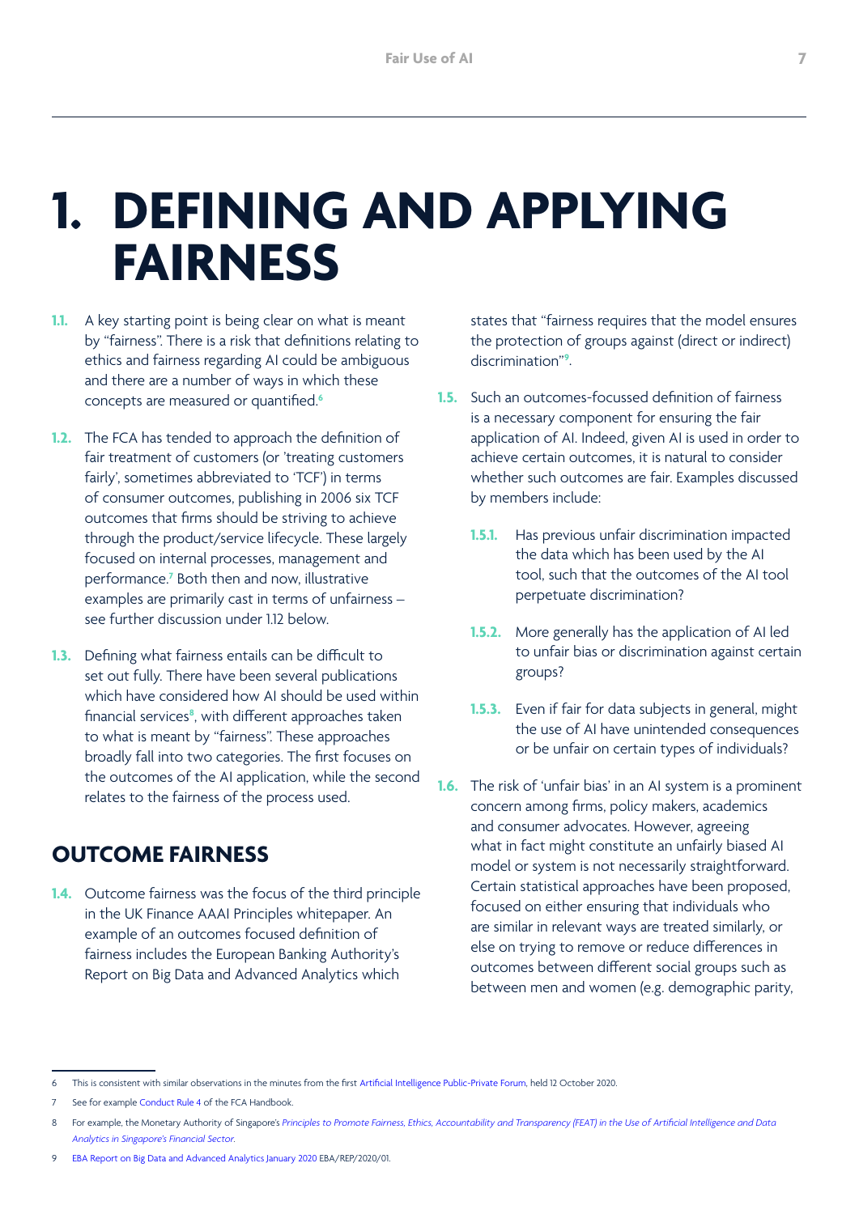# 1. DEFINING AND APPLYING FAIRNESS

**1.1.** A key starting point is being clear on what is meant by "fairness". There is a risk that definitions relating to ethics and fairness regarding AI could be ambiguous and there are a number of ways in which these concepts are measured or quantified.[6]

**1.2.** The FCA has tended to approach the definition of fair treatment of customers (or 'treating customers fairly', sometimes abbreviated to 'TCF') in terms of consumer outcomes, publishing in 2006 six TCF outcomes that firms should be striving to achieve through the product/service lifecycle. These largely focused on internal processes, management and performance.[7] Both then and now, illustrative examples are primarily cast in terms of unfairness – see further discussion under 1.12 below.

**1.3.** Defining what fairness entails can be difficult to set out fully. There have been several publications which have considered how AI should be used within financial services[8], with different approaches taken to what is meant by "fairness". These approaches broadly fall into two categories. The first focuses on the outcomes of the AI application, while the second relates to the fairness of the process used.

## OUTCOME FAIRNESS

**1.4.** Outcome fairness was the focus of the third principle in the UK Finance AAAI Principles whitepaper. An example of an outcomes focused definition of fairness includes the European Banking Authority's Report on Big Data and Advanced Analytics which states that "fairness requires that the model ensures the protection of groups against (direct or indirect) discrimination"[9].

**1.5.** Such an outcomes-focussed definition of fairness is a necessary component for ensuring the fair application of AI. Indeed, given AI is used in order to achieve certain outcomes, it is natural to consider whether such outcomes are fair. Examples discussed by members include:

- **1.5.1.** Has previous unfair discrimination impacted the data which has been used by the AI tool, such that the outcomes of the AI tool perpetuate discrimination?
- **1.5.2.** More generally has the application of AI led to unfair bias or discrimination against certain groups?
- **1.5.3.** Even if fair for data subjects in general, might the use of AI have unintended consequences or be unfair on certain types of individuals?

**1.6.** The risk of 'unfair bias' in an AI system is a prominent concern among firms, policy makers, academics and consumer advocates. However, agreeing what in fact might constitute an unfairly biased AI model or system is not necessarily straightforward. Certain statistical approaches have been proposed, focused on either ensuring that individuals who are similar in relevant ways are treated similarly, or else on trying to remove or reduce differences in outcomes between different social groups such as between men and women (e.g. demographic parity,

---

6 This is consistent with similar observations in the minutes from the first Artificial Intelligence Public-Private Forum, held 12 October 2020.

7 See for example Conduct Rule 4 of the FCA Handbook.

8 For example, the Monetary Authority of Singapore's *Principles to Promote Fairness, Ethics, Accountability and Transparency (FEAT) in the Use of Artificial Intelligence and Data Analytics in Singapore's Financial Sector*.

9 EBA Report on Big Data and Advanced Analytics January 2020 EBA/REP/2020/01.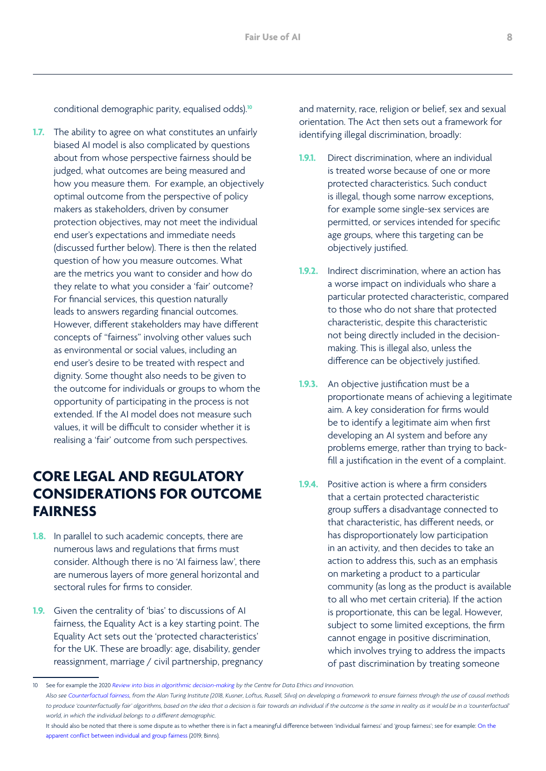conditional demographic parity, equalised odds).[10]

**1.7.** The ability to agree on what constitutes an unfairly biased AI model is also complicated by questions about from whose perspective fairness should be judged, what outcomes are being measured and how you measure them. For example, an objectively optimal outcome from the perspective of policy makers as stakeholders, driven by consumer protection objectives, may not meet the individual end user's expectations and immediate needs (discussed further below). There is then the related question of how you measure outcomes. What are the metrics you want to consider and how do they relate to what you consider a 'fair' outcome? For financial services, this question naturally leads to answers regarding financial outcomes. However, different stakeholders may have different concepts of "fairness" involving other values such as environmental or social values, including an end user's desire to be treated with respect and dignity. Some thought also needs to be given to the outcome for individuals or groups to whom the opportunity of participating in the process is not extended. If the AI model does not measure such values, it will be difficult to consider whether it is realising a 'fair' outcome from such perspectives.

## CORE LEGAL AND REGULATORY CONSIDERATIONS FOR OUTCOME FAIRNESS

**1.8.** In parallel to such academic concepts, there are numerous laws and regulations that firms must consider. Although there is no 'AI fairness law', there are numerous layers of more general horizontal and sectoral rules for firms to consider.

**1.9.** Given the centrality of 'bias' to discussions of AI fairness, the Equality Act is a key starting point. The Equality Act sets out the 'protected characteristics' for the UK. These are broadly: age, disability, gender reassignment, marriage / civil partnership, pregnancy and maternity, race, religion or belief, sex and sexual orientation. The Act then sets out a framework for identifying illegal discrimination, broadly:

**1.9.1.** Direct discrimination, where an individual is treated worse because of one or more protected characteristics. Such conduct is illegal, though some narrow exceptions, for example some single-sex services are permitted, or services intended for specific age groups, where this targeting can be objectively justified.

**1.9.2.** Indirect discrimination, where an action has a worse impact on individuals who share a particular protected characteristic, compared to those who do not share that protected characteristic, despite this characteristic not being directly included in the decision-making. This is illegal also, unless the difference can be objectively justified.

**1.9.3.** An objective justification must be a proportionate means of achieving a legitimate aim. A key consideration for firms would be to identify a legitimate aim when first developing an AI system and before any problems emerge, rather than trying to back-fill a justification in the event of a complaint.

**1.9.4.** Positive action is where a firm considers that a certain protected characteristic group suffers a disadvantage connected to that characteristic, has different needs, or has disproportionately low participation in an activity, and then decides to take an action to address this, such as an emphasis on marketing a product to a particular community (as long as the product is available to all who met certain criteria). If the action is proportionate, this can be legal. However, subject to some limited exceptions, the firm cannot engage in positive discrimination, which involves trying to address the impacts of past discrimination by treating someone

---

10 See for example the 2020 *Review into bias in algorithmic decision-making by the Centre for Data Ethics and Innovation.*
*Also see Counterfactual fairness, from the Alan Turing Institute (2018, Kusner, Loftus, Russell, Silva) on developing a framework to ensure fairness through the use of causal methods to produce 'counterfactually fair' algorithms, based on the idea that a decision is fair towards an individual if the outcome is the same in reality as it would be in a 'counterfactual' world, in which the individual belongs to a different demographic.*
It should also be noted that there is some dispute as to whether there is in fact a meaningful difference between 'individual fairness' and 'group fairness'; see for example: On the apparent conflict between individual and group fairness (2019, Binns).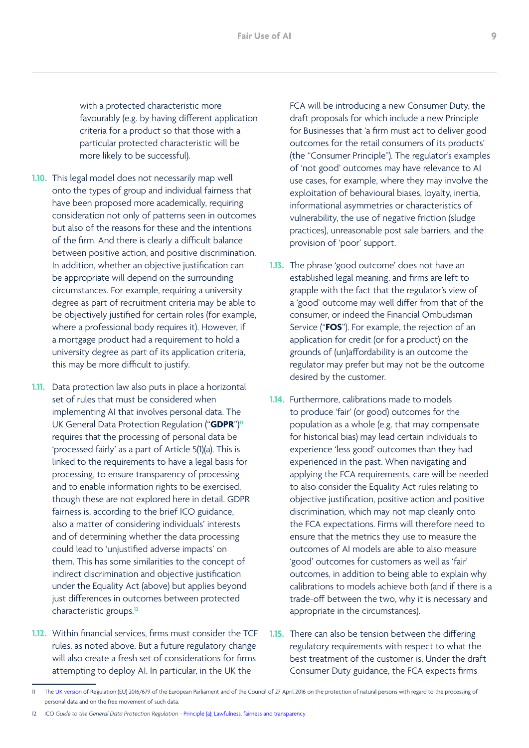with a protected characteristic more favourably (e.g. by having different application criteria for a product so that those with a particular protected characteristic will be more likely to be successful).

**1.10.** This legal model does not necessarily map well onto the types of group and individual fairness that have been proposed more academically, requiring consideration not only of patterns seen in outcomes but also of the reasons for these and the intentions of the firm. And there is clearly a difficult balance between positive action, and positive discrimination. In addition, whether an objective justification can be appropriate will depend on the surrounding circumstances. For example, requiring a university degree as part of recruitment criteria may be able to be objectively justified for certain roles (for example, where a professional body requires it). However, if a mortgage product had a requirement to hold a university degree as part of its application criteria, this may be more difficult to justify.

**1.11.** Data protection law also puts in place a horizontal set of rules that must be considered when implementing AI that involves personal data. The UK General Data Protection Regulation ("**GDPR**")[11] requires that the processing of personal data be 'processed fairly' as a part of Article 5(1)(a). This is linked to the requirements to have a legal basis for processing, to ensure transparency of processing and to enable information rights to be exercised, though these are not explored here in detail. GDPR fairness is, according to the brief ICO guidance, also a matter of considering individuals' interests and of determining whether the data processing could lead to 'unjustified adverse impacts' on them. This has some similarities to the concept of indirect discrimination and objective justification under the Equality Act (above) but applies beyond just differences in outcomes between protected characteristic groups.[12]

**1.12.** Within financial services, firms must consider the TCF rules, as noted above. But a future regulatory change will also create a fresh set of considerations for firms attempting to deploy AI. In particular, in the UK the FCA will be introducing a new Consumer Duty, the draft proposals for which include a new Principle for Businesses that 'a firm must act to deliver good outcomes for the retail consumers of its products' (the "Consumer Principle"). The regulator's examples of 'not good' outcomes may have relevance to AI use cases, for example, where they may involve the exploitation of behavioural biases, loyalty, inertia, informational asymmetries or characteristics of vulnerability, the use of negative friction (sludge practices), unreasonable post sale barriers, and the provision of 'poor' support.

**1.13.** The phrase 'good outcome' does not have an established legal meaning, and firms are left to grapple with the fact that the regulator's view of a 'good' outcome may well differ from that of the consumer, or indeed the Financial Ombudsman Service ("**FOS**"). For example, the rejection of an application for credit (or for a product) on the grounds of (un)affordability is an outcome the regulator may prefer but may not be the outcome desired by the customer.

**1.14.** Furthermore, calibrations made to models to produce 'fair' (or good) outcomes for the population as a whole (e.g. that may compensate for historical bias) may lead certain individuals to experience 'less good' outcomes than they had experienced in the past. When navigating and applying the FCA requirements, care will be needed to also consider the Equality Act rules relating to objective justification, positive action and positive discrimination, which may not map cleanly onto the FCA expectations. Firms will therefore need to ensure that the metrics they use to measure the outcomes of AI models are able to also measure 'good' outcomes for customers as well as 'fair' outcomes, in addition to being able to explain why calibrations to models achieve both (and if there is a trade-off between the two, why it is necessary and appropriate in the circumstances).

**1.15.** There can also be tension between the differing regulatory requirements with respect to what the best treatment of the customer is. Under the draft Consumer Duty guidance, the FCA expects firms

---

11 The UK version of Regulation (EU) 2016/679 of the European Parliament and of the Council of 27 April 2016 on the protection of natural persons with regard to the processing of personal data and on the free movement of such data.

12 ICO *Guide to the General Data Protection Regulation* - Principle (a): Lawfulness, fairness and transparency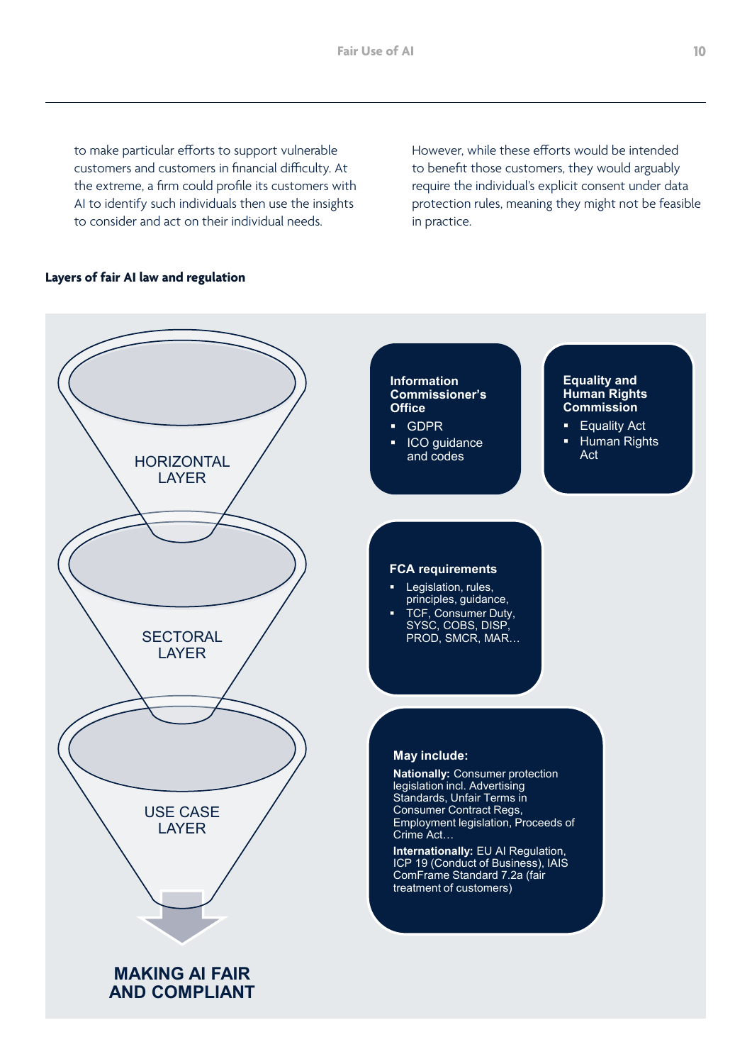to make particular efforts to support vulnerable customers and customers in financial difficulty. At the extreme, a firm could profile its customers with AI to identify such individuals then use the insights to consider and act on their individual needs.

However, while these efforts would be intended to benefit those customers, they would arguably require the individual's explicit consent under data protection rules, meaning they might not be feasible in practice.

**Layers of fair AI law and regulation**

HORIZONTAL LAYER

**Information Commissioner's Office**

- GDPR
- ICO guidance and codes

**Equality and Human Rights Commission**

- Equality Act
- Human Rights Act

SECTORAL LAYER

**FCA requirements**

- Legislation, rules, principles, guidance,
- TCF, Consumer Duty, SYSC, COBS, DISP, PROD, SMCR, MAR…

USE CASE LAYER

**May include:**

**Nationally:** Consumer protection legislation incl. Advertising Standards, Unfair Terms in Consumer Contract Regs, Employment legislation, Proceeds of Crime Act…

**Internationally:** EU AI Regulation, ICP 19 (Conduct of Business), IAIS ComFrame Standard 7.2a (fair treatment of customers)

**MAKING AI FAIR AND COMPLIANT**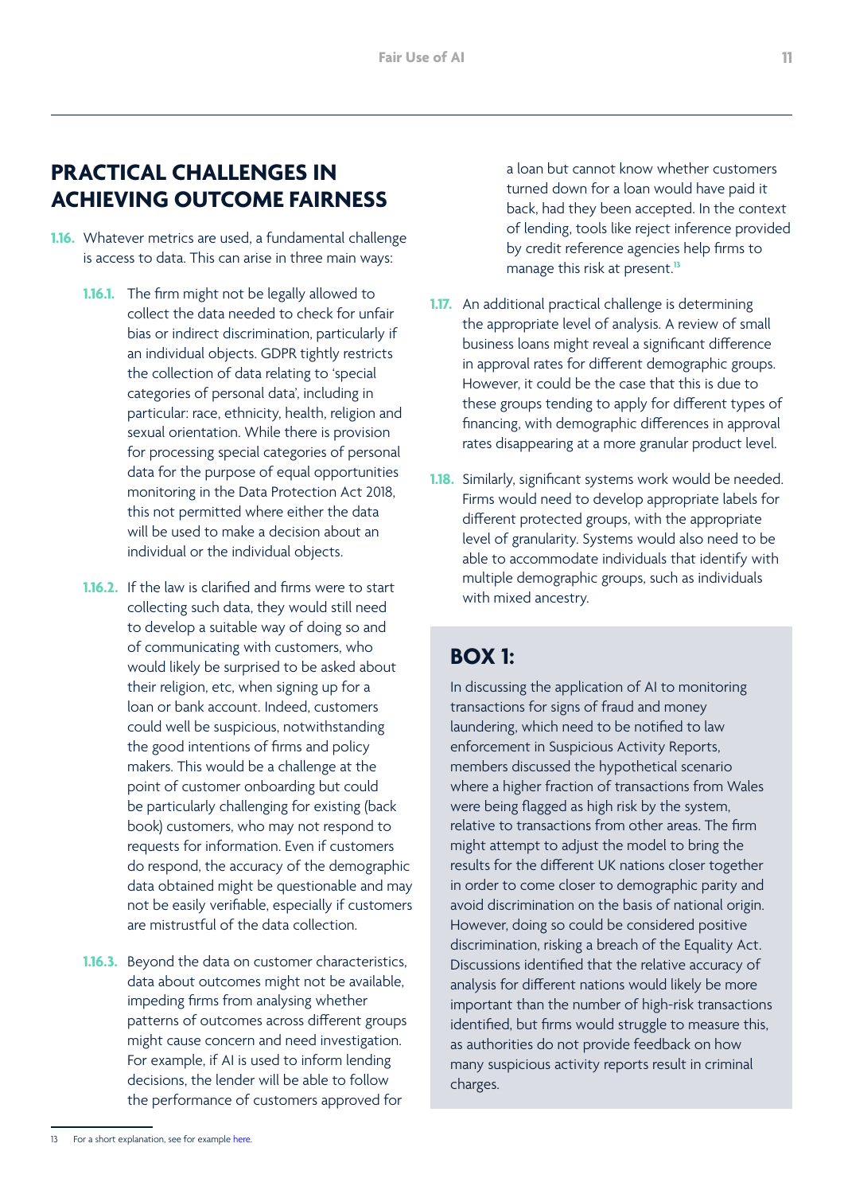## PRACTICAL CHALLENGES IN ACHIEVING OUTCOME FAIRNESS

**1.16.** Whatever metrics are used, a fundamental challenge is access to data. This can arise in three main ways:

**1.16.1.** The firm might not be legally allowed to collect the data needed to check for unfair bias or indirect discrimination, particularly if an individual objects. GDPR tightly restricts the collection of data relating to 'special categories of personal data', including in particular: race, ethnicity, health, religion and sexual orientation. While there is provision for processing special categories of personal data for the purpose of equal opportunities monitoring in the Data Protection Act 2018, this not permitted where either the data will be used to make a decision about an individual or the individual objects.

**1.16.2.** If the law is clarified and firms were to start collecting such data, they would still need to develop a suitable way of doing so and of communicating with customers, who would likely be surprised to be asked about their religion, etc, when signing up for a loan or bank account. Indeed, customers could well be suspicious, notwithstanding the good intentions of firms and policy makers. This would be a challenge at the point of customer onboarding but could be particularly challenging for existing (back book) customers, who may not respond to requests for information. Even if customers do respond, the accuracy of the demographic data obtained might be questionable and may not be easily verifiable, especially if customers are mistrustful of the data collection.

**1.16.3.** Beyond the data on customer characteristics, data about outcomes might not be available, impeding firms from analysing whether patterns of outcomes across different groups might cause concern and need investigation. For example, if AI is used to inform lending decisions, the lender will be able to follow the performance of customers approved for a loan but cannot know whether customers turned down for a loan would have paid it back, had they been accepted. In the context of lending, tools like reject inference provided by credit reference agencies help firms to manage this risk at present.[13]

**1.17.** An additional practical challenge is determining the appropriate level of analysis. A review of small business loans might reveal a significant difference in approval rates for different demographic groups. However, it could be the case that this is due to these groups tending to apply for different types of financing, with demographic differences in approval rates disappearing at a more granular product level.

**1.18.** Similarly, significant systems work would be needed. Firms would need to develop appropriate labels for different protected groups, with the appropriate level of granularity. Systems would also need to be able to accommodate individuals that identify with multiple demographic groups, such as individuals with mixed ancestry.

### BOX 1:

In discussing the application of AI to monitoring transactions for signs of fraud and money laundering, which need to be notified to law enforcement in Suspicious Activity Reports, members discussed the hypothetical scenario where a higher fraction of transactions from Wales were being flagged as high risk by the system, relative to transactions from other areas. The firm might attempt to adjust the model to bring the results for the different UK nations closer together in order to come closer to demographic parity and avoid discrimination on the basis of national origin. However, doing so could be considered positive discrimination, risking a breach of the Equality Act. Discussions identified that the relative accuracy of analysis for different nations would likely be more important than the number of high-risk transactions identified, but firms would struggle to measure this, as authorities do not provide feedback on how many suspicious activity reports result in criminal charges.

---

13 For a short explanation, see for example here.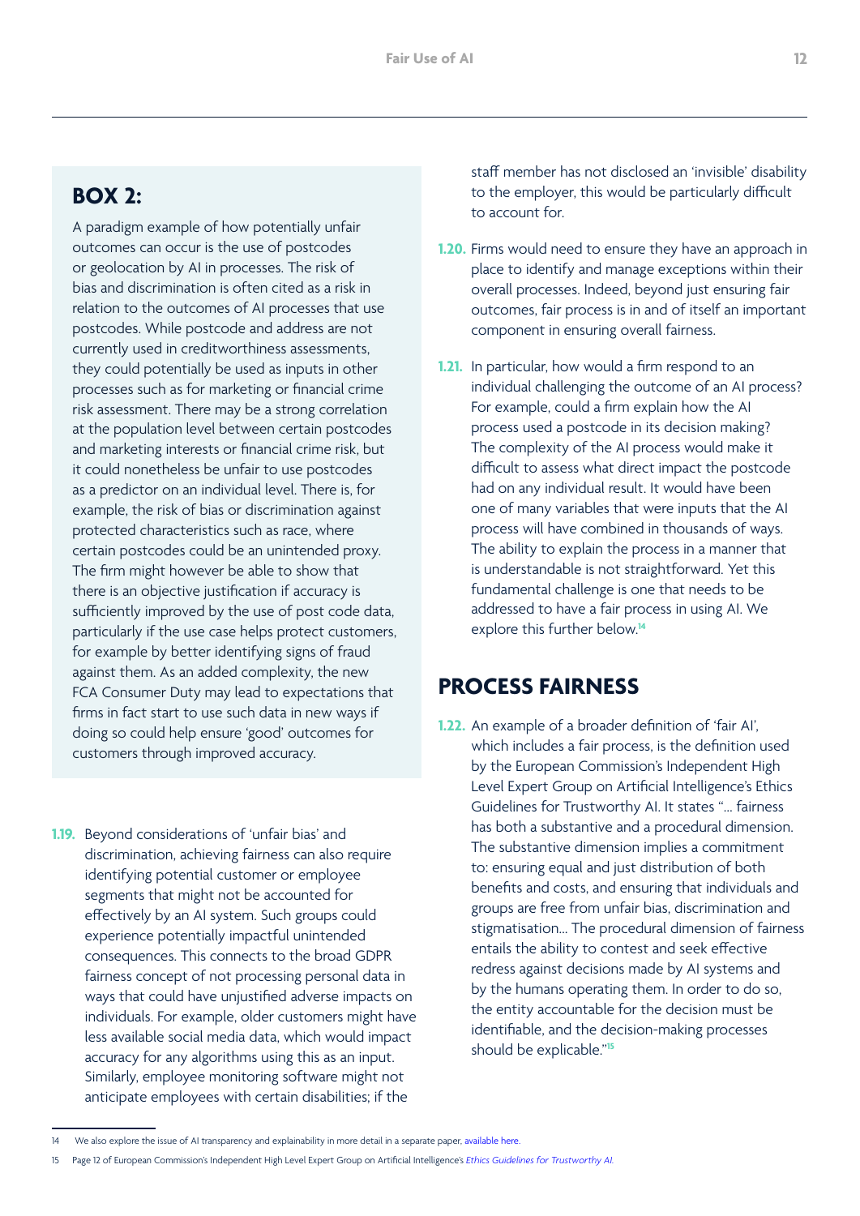## BOX 2:

A paradigm example of how potentially unfair outcomes can occur is the use of postcodes or geolocation by AI in processes. The risk of bias and discrimination is often cited as a risk in relation to the outcomes of AI processes that use postcodes. While postcode and address are not currently used in creditworthiness assessments, they could potentially be used as inputs in other processes such as for marketing or financial crime risk assessment. There may be a strong correlation at the population level between certain postcodes and marketing interests or financial crime risk, but it could nonetheless be unfair to use postcodes as a predictor on an individual level. There is, for example, the risk of bias or discrimination against protected characteristics such as race, where certain postcodes could be an unintended proxy. The firm might however be able to show that there is an objective justification if accuracy is sufficiently improved by the use of post code data, particularly if the use case helps protect customers, for example by better identifying signs of fraud against them. As an added complexity, the new FCA Consumer Duty may lead to expectations that firms in fact start to use such data in new ways if doing so could help ensure 'good' outcomes for customers through improved accuracy.

**1.19.** Beyond considerations of 'unfair bias' and discrimination, achieving fairness can also require identifying potential customer or employee segments that might not be accounted for effectively by an AI system. Such groups could experience potentially impactful unintended consequences. This connects to the broad GDPR fairness concept of not processing personal data in ways that could have unjustified adverse impacts on individuals. For example, older customers might have less available social media data, which would impact accuracy for any algorithms using this as an input. Similarly, employee monitoring software might not anticipate employees with certain disabilities; if the staff member has not disclosed an 'invisible' disability to the employer, this would be particularly difficult to account for.

**1.20.** Firms would need to ensure they have an approach in place to identify and manage exceptions within their overall processes. Indeed, beyond just ensuring fair outcomes, fair process is in and of itself an important component in ensuring overall fairness.

**1.21.** In particular, how would a firm respond to an individual challenging the outcome of an AI process? For example, could a firm explain how the AI process used a postcode in its decision making? The complexity of the AI process would make it difficult to assess what direct impact the postcode had on any individual result. It would have been one of many variables that were inputs that the AI process will have combined in thousands of ways. The ability to explain the process in a manner that is understandable is not straightforward. Yet this fundamental challenge is one that needs to be addressed to have a fair process in using AI. We explore this further below.[14]

## PROCESS FAIRNESS

**1.22.** An example of a broader definition of 'fair AI', which includes a fair process, is the definition used by the European Commission's Independent High Level Expert Group on Artificial Intelligence's Ethics Guidelines for Trustworthy AI. It states "… fairness has both a substantive and a procedural dimension. The substantive dimension implies a commitment to: ensuring equal and just distribution of both benefits and costs, and ensuring that individuals and groups are free from unfair bias, discrimination and stigmatisation… The procedural dimension of fairness entails the ability to contest and seek effective redress against decisions made by AI systems and by the humans operating them. In order to do so, the entity accountable for the decision must be identifiable, and the decision-making processes should be explicable."[15]

---

14 We also explore the issue of AI transparency and explainability in more detail in a separate paper, available here.

15 Page 12 of European Commission's Independent High Level Expert Group on Artificial Intelligence's *Ethics Guidelines for Trustworthy AI*.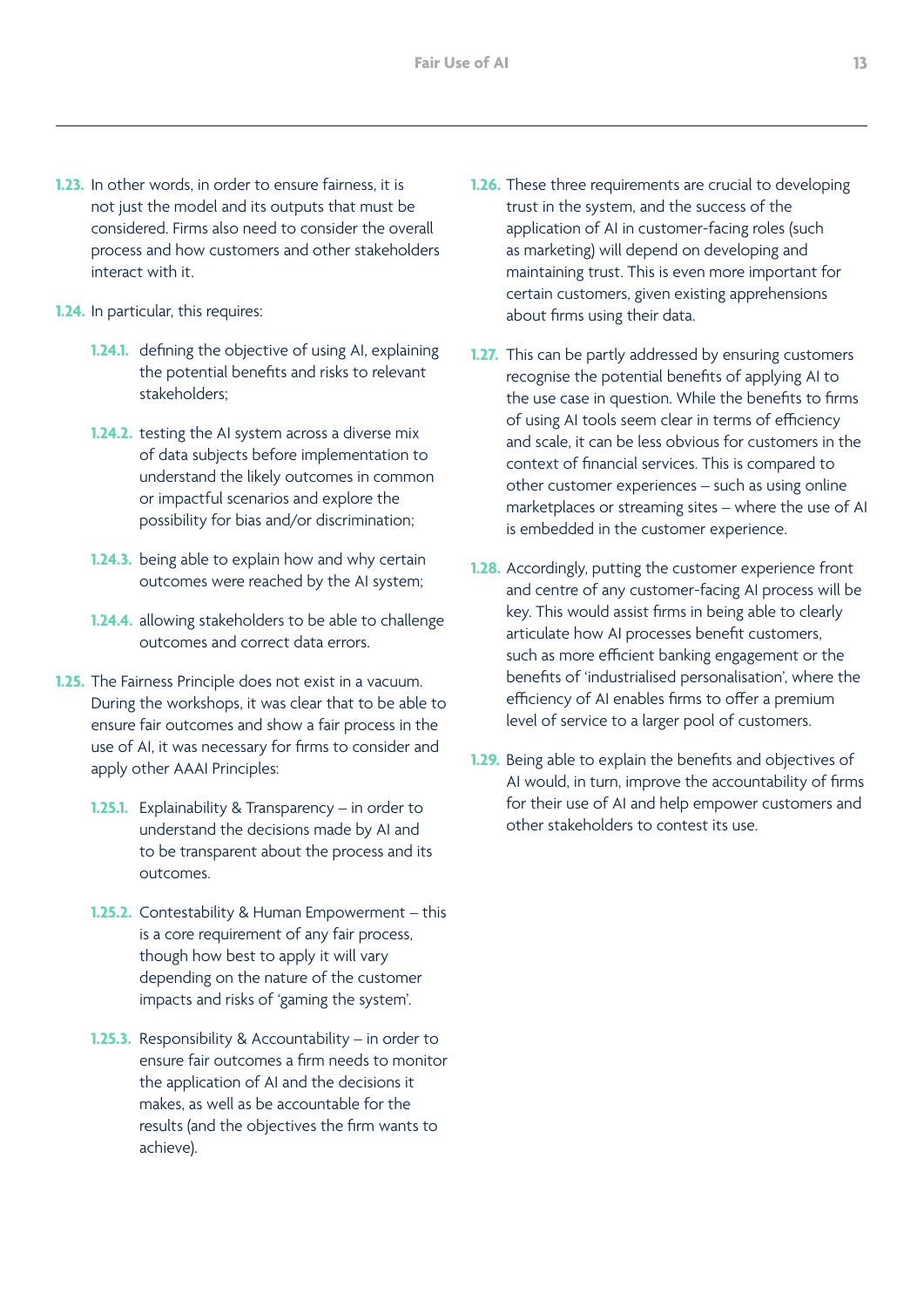**1.23.** In other words, in order to ensure fairness, it is not just the model and its outputs that must be considered. Firms also need to consider the overall process and how customers and other stakeholders interact with it.

**1.24.** In particular, this requires:

- **1.24.1.** defining the objective of using AI, explaining the potential benefits and risks to relevant stakeholders;
- **1.24.2.** testing the AI system across a diverse mix of data subjects before implementation to understand the likely outcomes in common or impactful scenarios and explore the possibility for bias and/or discrimination;
- **1.24.3.** being able to explain how and why certain outcomes were reached by the AI system;
- **1.24.4.** allowing stakeholders to be able to challenge outcomes and correct data errors.

**1.25.** The Fairness Principle does not exist in a vacuum. During the workshops, it was clear that to be able to ensure fair outcomes and show a fair process in the use of AI, it was necessary for firms to consider and apply other AAAI Principles:

- **1.25.1.** Explainability & Transparency – in order to understand the decisions made by AI and to be transparent about the process and its outcomes.
- **1.25.2.** Contestability & Human Empowerment – this is a core requirement of any fair process, though how best to apply it will vary depending on the nature of the customer impacts and risks of 'gaming the system'.
- **1.25.3.** Responsibility & Accountability – in order to ensure fair outcomes a firm needs to monitor the application of AI and the decisions it makes, as well as be accountable for the results (and the objectives the firm wants to achieve).

**1.26.** These three requirements are crucial to developing trust in the system, and the success of the application of AI in customer-facing roles (such as marketing) will depend on developing and maintaining trust. This is even more important for certain customers, given existing apprehensions about firms using their data.

**1.27.** This can be partly addressed by ensuring customers recognise the potential benefits of applying AI to the use case in question. While the benefits to firms of using AI tools seem clear in terms of efficiency and scale, it can be less obvious for customers in the context of financial services. This is compared to other customer experiences – such as using online marketplaces or streaming sites – where the use of AI is embedded in the customer experience.

**1.28.** Accordingly, putting the customer experience front and centre of any customer-facing AI process will be key. This would assist firms in being able to clearly articulate how AI processes benefit customers, such as more efficient banking engagement or the benefits of 'industrialised personalisation', where the efficiency of AI enables firms to offer a premium level of service to a larger pool of customers.

**1.29.** Being able to explain the benefits and objectives of AI would, in turn, improve the accountability of firms for their use of AI and help empower customers and other stakeholders to contest its use.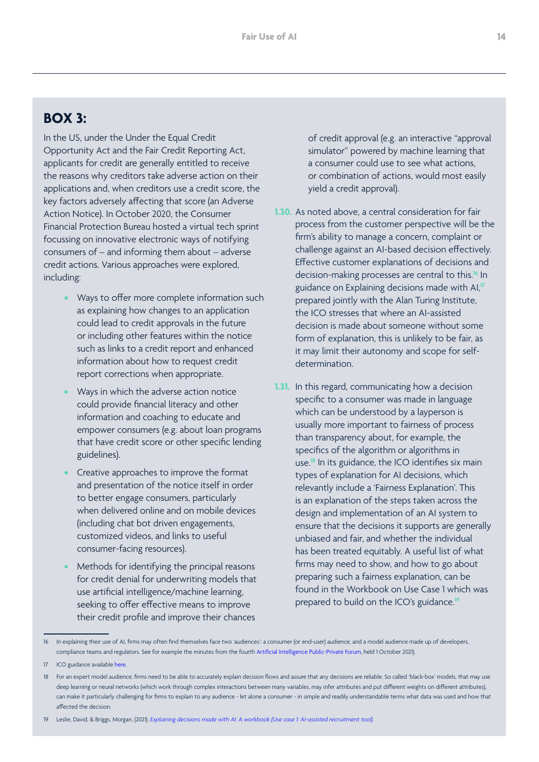## BOX 3:

In the US, under the Under the Equal Credit Opportunity Act and the Fair Credit Reporting Act, applicants for credit are generally entitled to receive the reasons why creditors take adverse action on their applications and, when creditors use a credit score, the key factors adversely affecting that score (an Adverse Action Notice). In October 2020, the Consumer Financial Protection Bureau hosted a virtual tech sprint focussing on innovative electronic ways of notifying consumers of – and informing them about – adverse credit actions. Various approaches were explored, including:

- Ways to offer more complete information such as explaining how changes to an application could lead to credit approvals in the future or including other features within the notice such as links to a credit report and enhanced information about how to request credit report corrections when appropriate.
- Ways in which the adverse action notice could provide financial literacy and other information and coaching to educate and empower consumers (e.g. about loan programs that have credit score or other specific lending guidelines).
- Creative approaches to improve the format and presentation of the notice itself in order to better engage consumers, particularly when delivered online and on mobile devices (including chat bot driven engagements, customized videos, and links to useful consumer-facing resources).
- Methods for identifying the principal reasons for credit denial for underwriting models that use artificial intelligence/machine learning, seeking to offer effective means to improve their credit profile and improve their chances of credit approval (e.g. an interactive "approval simulator" powered by machine learning that a consumer could use to see what actions, or combination of actions, would most easily yield a credit approval).

**1.30.** As noted above, a central consideration for fair process from the customer perspective will be the firm's ability to manage a concern, complaint or challenge against an AI-based decision effectively. Effective customer explanations of decisions and decision-making processes are central to this.[16] In guidance on Explaining decisions made with AI,[17] prepared jointly with the Alan Turing Institute, the ICO stresses that where an AI-assisted decision is made about someone without some form of explanation, this is unlikely to be fair, as it may limit their autonomy and scope for self-determination.

**1.31.** In this regard, communicating how a decision specific to a consumer was made in language which can be understood by a layperson is usually more important to fairness of process than transparency about, for example, the specifics of the algorithm or algorithms in use.[18] In its guidance, the ICO identifies six main types of explanation for AI decisions, which relevantly include a 'Fairness Explanation'. This is an explanation of the steps taken across the design and implementation of an AI system to ensure that the decisions it supports are generally unbiased and fair, and whether the individual has been treated equitably. A useful list of what firms may need to show, and how to go about preparing such a fairness explanation, can be found in the Workbook on Use Case 1 which was prepared to build on the ICO's guidance.[19]

---

16 In explaining their use of AI, firms may often find themselves face two 'audiences': a consumer (or end-user) audience, and a model audience made up of developers, compliance teams and regulators. See for example the minutes from the fourth Artificial Intelligence Public-Private Forum, held 1 October 2021).

17 ICO guidance available here.

18 For an expert model audience, firms need to be able to accurately explain decision flows and assure that any decisions are reliable. So called 'black-box' models, that may use deep learning or neural networks (which work through complex interactions between many variables, may infer attributes and put different weights on different attributes), can make it particularly challenging for firms to explain to any audience - let alone a consumer - in simple and readily understandable terms what data was used and how that affected the decision.

19 Leslie, David, & Briggs, Morgan. (2021). *Explaining decisions made with AI: A workbook (Use case 1: AI-assisted recruitment tool).*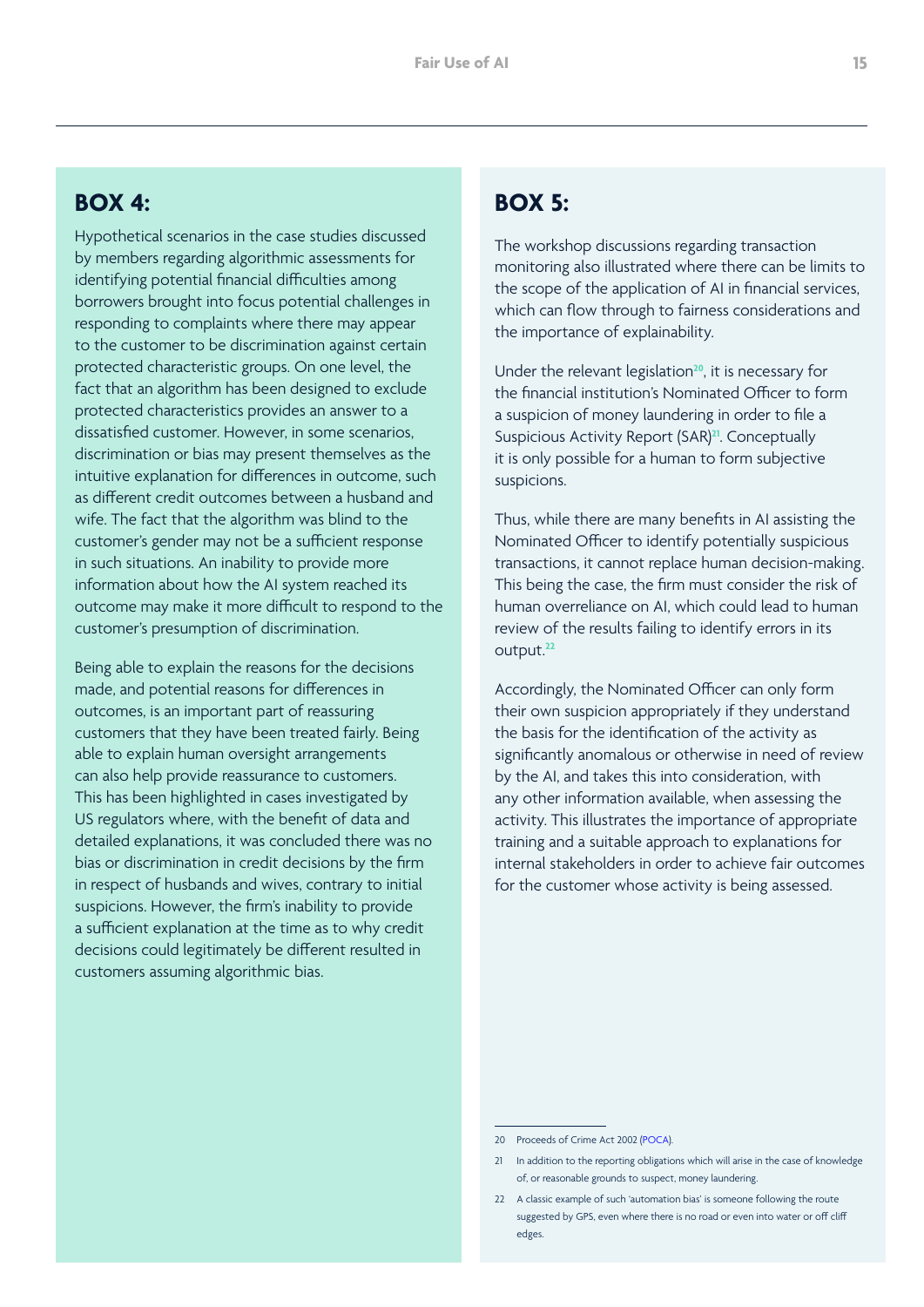## BOX 4:

Hypothetical scenarios in the case studies discussed by members regarding algorithmic assessments for identifying potential financial difficulties among borrowers brought into focus potential challenges in responding to complaints where there may appear to the customer to be discrimination against certain protected characteristic groups. On one level, the fact that an algorithm has been designed to exclude protected characteristics provides an answer to a dissatisfied customer. However, in some scenarios, discrimination or bias may present themselves as the intuitive explanation for differences in outcome, such as different credit outcomes between a husband and wife. The fact that the algorithm was blind to the customer's gender may not be a sufficient response in such situations. An inability to provide more information about how the AI system reached its outcome may make it more difficult to respond to the customer's presumption of discrimination.

Being able to explain the reasons for the decisions made, and potential reasons for differences in outcomes, is an important part of reassuring customers that they have been treated fairly. Being able to explain human oversight arrangements can also help provide reassurance to customers. This has been highlighted in cases investigated by US regulators where, with the benefit of data and detailed explanations, it was concluded there was no bias or discrimination in credit decisions by the firm in respect of husbands and wives, contrary to initial suspicions. However, the firm's inability to provide a sufficient explanation at the time as to why credit decisions could legitimately be different resulted in customers assuming algorithmic bias.

## BOX 5:

The workshop discussions regarding transaction monitoring also illustrated where there can be limits to the scope of the application of AI in financial services, which can flow through to fairness considerations and the importance of explainability.

Under the relevant legislation[20], it is necessary for the financial institution's Nominated Officer to form a suspicion of money laundering in order to file a Suspicious Activity Report (SAR)[21]. Conceptually it is only possible for a human to form subjective suspicions.

Thus, while there are many benefits in AI assisting the Nominated Officer to identify potentially suspicious transactions, it cannot replace human decision-making. This being the case, the firm must consider the risk of human overreliance on AI, which could lead to human review of the results failing to identify errors in its output.[22]

Accordingly, the Nominated Officer can only form their own suspicion appropriately if they understand the basis for the identification of the activity as significantly anomalous or otherwise in need of review by the AI, and takes this into consideration, with any other information available, when assessing the activity. This illustrates the importance of appropriate training and a suitable approach to explanations for internal stakeholders in order to achieve fair outcomes for the customer whose activity is being assessed.

---

20 Proceeds of Crime Act 2002 (POCA).

21 In addition to the reporting obligations which will arise in the case of knowledge of, or reasonable grounds to suspect, money laundering.

22 A classic example of such 'automation bias' is someone following the route suggested by GPS, even where there is no road or even into water or off cliff edges.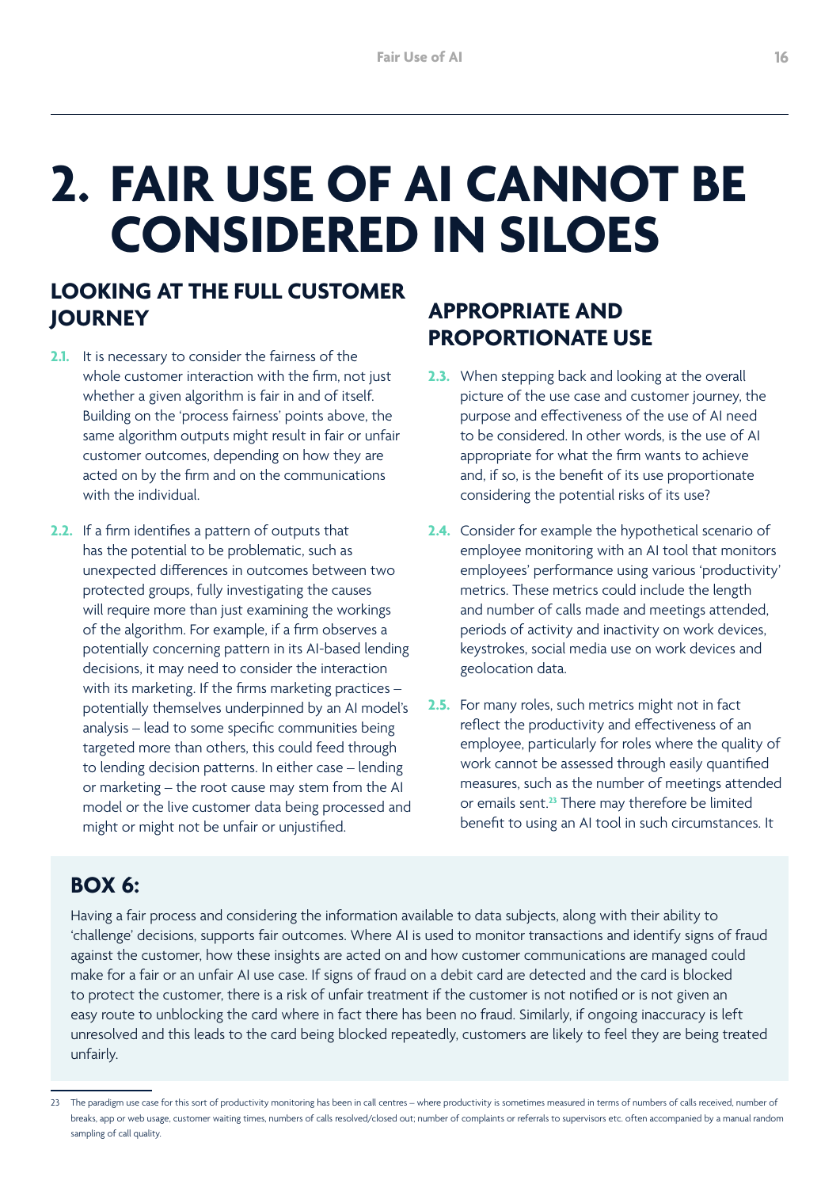# 2. FAIR USE OF AI CANNOT BE CONSIDERED IN SILOES

## LOOKING AT THE FULL CUSTOMER JOURNEY

**2.1.** It is necessary to consider the fairness of the whole customer interaction with the firm, not just whether a given algorithm is fair in and of itself. Building on the 'process fairness' points above, the same algorithm outputs might result in fair or unfair customer outcomes, depending on how they are acted on by the firm and on the communications with the individual.

**2.2.** If a firm identifies a pattern of outputs that has the potential to be problematic, such as unexpected differences in outcomes between two protected groups, fully investigating the causes will require more than just examining the workings of the algorithm. For example, if a firm observes a potentially concerning pattern in its AI-based lending decisions, it may need to consider the interaction with its marketing. If the firms marketing practices – potentially themselves underpinned by an AI model's analysis – lead to some specific communities being targeted more than others, this could feed through to lending decision patterns. In either case – lending or marketing – the root cause may stem from the AI model or the live customer data being processed and might or might not be unfair or unjustified.

## APPROPRIATE AND PROPORTIONATE USE

**2.3.** When stepping back and looking at the overall picture of the use case and customer journey, the purpose and effectiveness of the use of AI need to be considered. In other words, is the use of AI appropriate for what the firm wants to achieve and, if so, is the benefit of its use proportionate considering the potential risks of its use?

**2.4.** Consider for example the hypothetical scenario of employee monitoring with an AI tool that monitors employees' performance using various 'productivity' metrics. These metrics could include the length and number of calls made and meetings attended, periods of activity and inactivity on work devices, keystrokes, social media use on work devices and geolocation data.

**2.5.** For many roles, such metrics might not in fact reflect the productivity and effectiveness of an employee, particularly for roles where the quality of work cannot be assessed through easily quantified measures, such as the number of meetings attended or emails sent.[23] There may therefore be limited benefit to using an AI tool in such circumstances. It

### BOX 6:

Having a fair process and considering the information available to data subjects, along with their ability to 'challenge' decisions, supports fair outcomes. Where AI is used to monitor transactions and identify signs of fraud against the customer, how these insights are acted on and how customer communications are managed could make for a fair or an unfair AI use case. If signs of fraud on a debit card are detected and the card is blocked to protect the customer, there is a risk of unfair treatment if the customer is not notified or is not given an easy route to unblocking the card where in fact there has been no fraud. Similarly, if ongoing inaccuracy is left unresolved and this leads to the card being blocked repeatedly, customers are likely to feel they are being treated unfairly.

---

23 The paradigm use case for this sort of productivity monitoring has been in call centres – where productivity is sometimes measured in terms of numbers of calls received, number of breaks, app or web usage, customer waiting times, numbers of calls resolved/closed out; number of complaints or referrals to supervisors etc. often accompanied by a manual random sampling of call quality.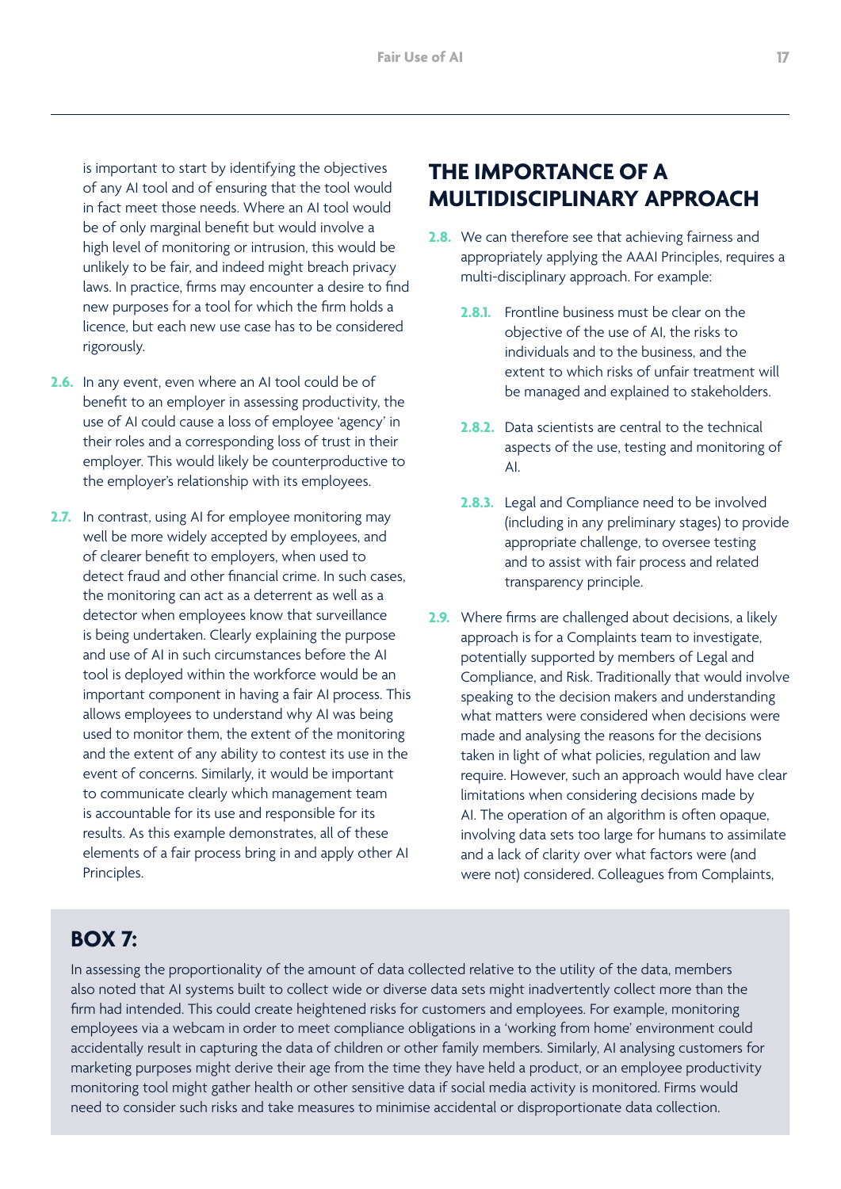is important to start by identifying the objectives of any AI tool and of ensuring that the tool would in fact meet those needs. Where an AI tool would be of only marginal benefit but would involve a high level of monitoring or intrusion, this would be unlikely to be fair, and indeed might breach privacy laws. In practice, firms may encounter a desire to find new purposes for a tool for which the firm holds a licence, but each new use case has to be considered rigorously.

**2.6.** In any event, even where an AI tool could be of benefit to an employer in assessing productivity, the use of AI could cause a loss of employee 'agency' in their roles and a corresponding loss of trust in their employer. This would likely be counterproductive to the employer's relationship with its employees.

**2.7.** In contrast, using AI for employee monitoring may well be more widely accepted by employees, and of clearer benefit to employers, when used to detect fraud and other financial crime. In such cases, the monitoring can act as a deterrent as well as a detector when employees know that surveillance is being undertaken. Clearly explaining the purpose and use of AI in such circumstances before the AI tool is deployed within the workforce would be an important component in having a fair AI process. This allows employees to understand why AI was being used to monitor them, the extent of the monitoring and the extent of any ability to contest its use in the event of concerns. Similarly, it would be important to communicate clearly which management team is accountable for its use and responsible for its results. As this example demonstrates, all of these elements of a fair process bring in and apply other AI Principles.

## THE IMPORTANCE OF A MULTIDISCIPLINARY APPROACH

**2.8.** We can therefore see that achieving fairness and appropriately applying the AAAI Principles, requires a multi-disciplinary approach. For example:

- **2.8.1.** Frontline business must be clear on the objective of the use of AI, the risks to individuals and to the business, and the extent to which risks of unfair treatment will be managed and explained to stakeholders.
- **2.8.2.** Data scientists are central to the technical aspects of the use, testing and monitoring of AI.
- **2.8.3.** Legal and Compliance need to be involved (including in any preliminary stages) to provide appropriate challenge, to oversee testing and to assist with fair process and related transparency principle.

**2.9.** Where firms are challenged about decisions, a likely approach is for a Complaints team to investigate, potentially supported by members of Legal and Compliance, and Risk. Traditionally that would involve speaking to the decision makers and understanding what matters were considered when decisions were made and analysing the reasons for the decisions taken in light of what policies, regulation and law require. However, such an approach would have clear limitations when considering decisions made by AI. The operation of an algorithm is often opaque, involving data sets too large for humans to assimilate and a lack of clarity over what factors were (and were not) considered. Colleagues from Complaints,

## BOX 7:

In assessing the proportionality of the amount of data collected relative to the utility of the data, members also noted that AI systems built to collect wide or diverse data sets might inadvertently collect more than the firm had intended. This could create heightened risks for customers and employees. For example, monitoring employees via a webcam in order to meet compliance obligations in a 'working from home' environment could accidentally result in capturing the data of children or other family members. Similarly, AI analysing customers for marketing purposes might derive their age from the time they have held a product, or an employee productivity monitoring tool might gather health or other sensitive data if social media activity is monitored. Firms would need to consider such risks and take measures to minimise accidental or disproportionate data collection.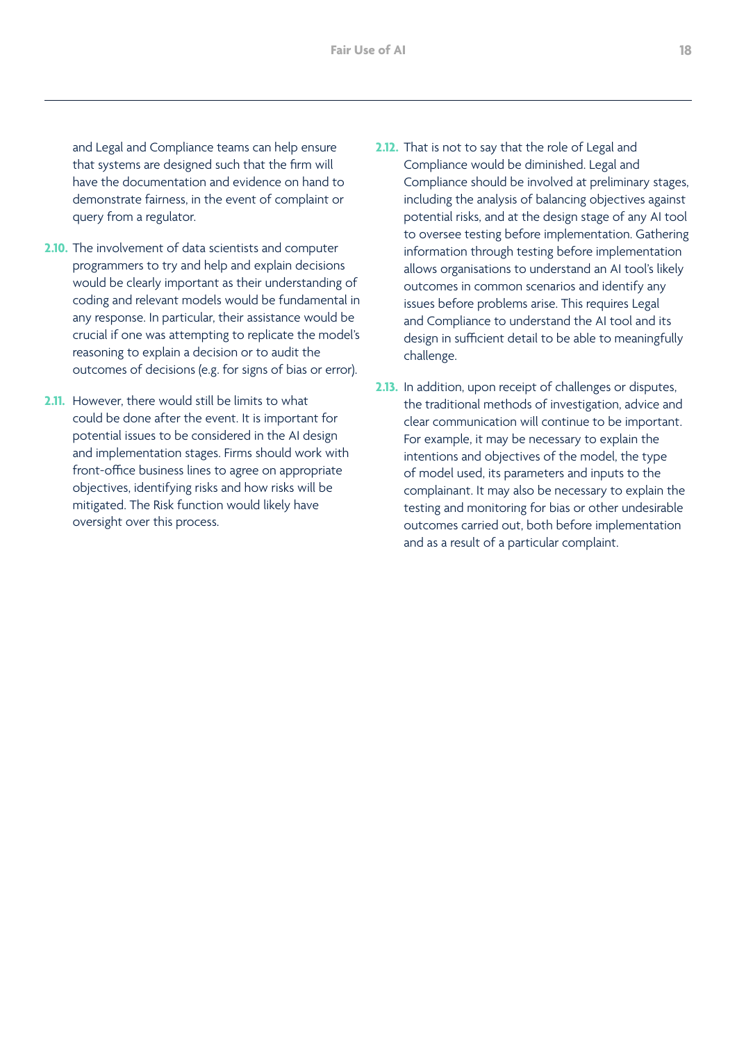and Legal and Compliance teams can help ensure that systems are designed such that the firm will have the documentation and evidence on hand to demonstrate fairness, in the event of complaint or query from a regulator.

**2.10.** The involvement of data scientists and computer programmers to try and help and explain decisions would be clearly important as their understanding of coding and relevant models would be fundamental in any response. In particular, their assistance would be crucial if one was attempting to replicate the model's reasoning to explain a decision or to audit the outcomes of decisions (e.g. for signs of bias or error).

**2.11.** However, there would still be limits to what could be done after the event. It is important for potential issues to be considered in the AI design and implementation stages. Firms should work with front-office business lines to agree on appropriate objectives, identifying risks and how risks will be mitigated. The Risk function would likely have oversight over this process.

**2.12.** That is not to say that the role of Legal and Compliance would be diminished. Legal and Compliance should be involved at preliminary stages, including the analysis of balancing objectives against potential risks, and at the design stage of any AI tool to oversee testing before implementation. Gathering information through testing before implementation allows organisations to understand an AI tool's likely outcomes in common scenarios and identify any issues before problems arise. This requires Legal and Compliance to understand the AI tool and its design in sufficient detail to be able to meaningfully challenge.

**2.13.** In addition, upon receipt of challenges or disputes, the traditional methods of investigation, advice and clear communication will continue to be important. For example, it may be necessary to explain the intentions and objectives of the model, the type of model used, its parameters and inputs to the complainant. It may also be necessary to explain the testing and monitoring for bias or other undesirable outcomes carried out, both before implementation and as a result of a particular complaint.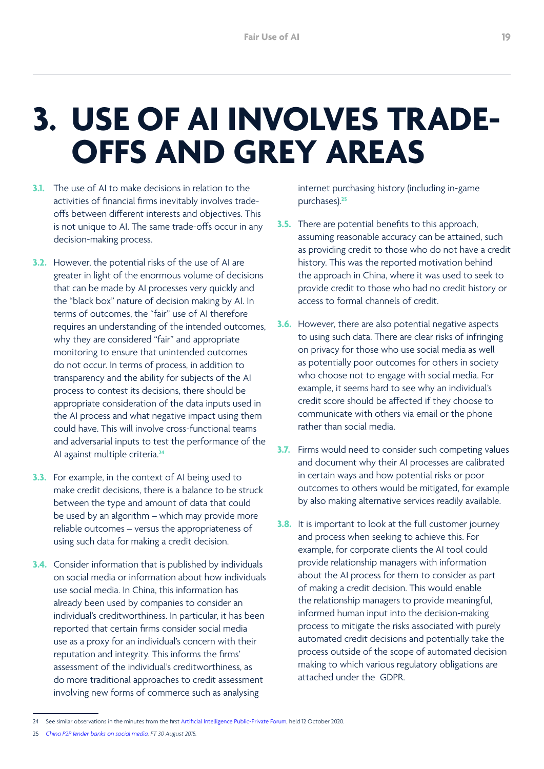# 3. USE OF AI INVOLVES TRADE-OFFS AND GREY AREAS

**3.1.** The use of AI to make decisions in relation to the activities of financial firms inevitably involves trade-offs between different interests and objectives. This is not unique to AI. The same trade-offs occur in any decision-making process.

**3.2.** However, the potential risks of the use of AI are greater in light of the enormous volume of decisions that can be made by AI processes very quickly and the "black box" nature of decision making by AI. In terms of outcomes, the "fair" use of AI therefore requires an understanding of the intended outcomes, why they are considered "fair" and appropriate monitoring to ensure that unintended outcomes do not occur. In terms of process, in addition to transparency and the ability for subjects of the AI process to contest its decisions, there should be appropriate consideration of the data inputs used in the AI process and what negative impact using them could have. This will involve cross-functional teams and adversarial inputs to test the performance of the AI against multiple criteria.[24]

**3.3.** For example, in the context of AI being used to make credit decisions, there is a balance to be struck between the type and amount of data that could be used by an algorithm – which may provide more reliable outcomes – versus the appropriateness of using such data for making a credit decision.

**3.4.** Consider information that is published by individuals on social media or information about how individuals use social media. In China, this information has already been used by companies to consider an individual's creditworthiness. In particular, it has been reported that certain firms consider social media use as a proxy for an individual's concern with their reputation and integrity. This informs the firms' assessment of the individual's creditworthiness, as do more traditional approaches to credit assessment involving new forms of commerce such as analysing internet purchasing history (including in-game purchases).[25]

**3.5.** There are potential benefits to this approach, assuming reasonable accuracy can be attained, such as providing credit to those who do not have a credit history. This was the reported motivation behind the approach in China, where it was used to seek to provide credit to those who had no credit history or access to formal channels of credit.

**3.6.** However, there are also potential negative aspects to using such data. There are clear risks of infringing on privacy for those who use social media as well as potentially poor outcomes for others in society who choose not to engage with social media. For example, it seems hard to see why an individual's credit score should be affected if they choose to communicate with others via email or the phone rather than social media.

**3.7.** Firms would need to consider such competing values and document why their AI processes are calibrated in certain ways and how potential risks or poor outcomes to others would be mitigated, for example by also making alternative services readily available.

**3.8.** It is important to look at the full customer journey and process when seeking to achieve this. For example, for corporate clients the AI tool could provide relationship managers with information about the AI process for them to consider as part of making a credit decision. This would enable the relationship managers to provide meaningful, informed human input into the decision-making process to mitigate the risks associated with purely automated credit decisions and potentially take the process outside of the scope of automated decision making to which various regulatory obligations are attached under the GDPR.

---

24 See similar observations in the minutes from the first Artificial Intelligence Public-Private Forum, held 12 October 2020.

25 *China P2P lender banks on social media, FT 30 August 2015.*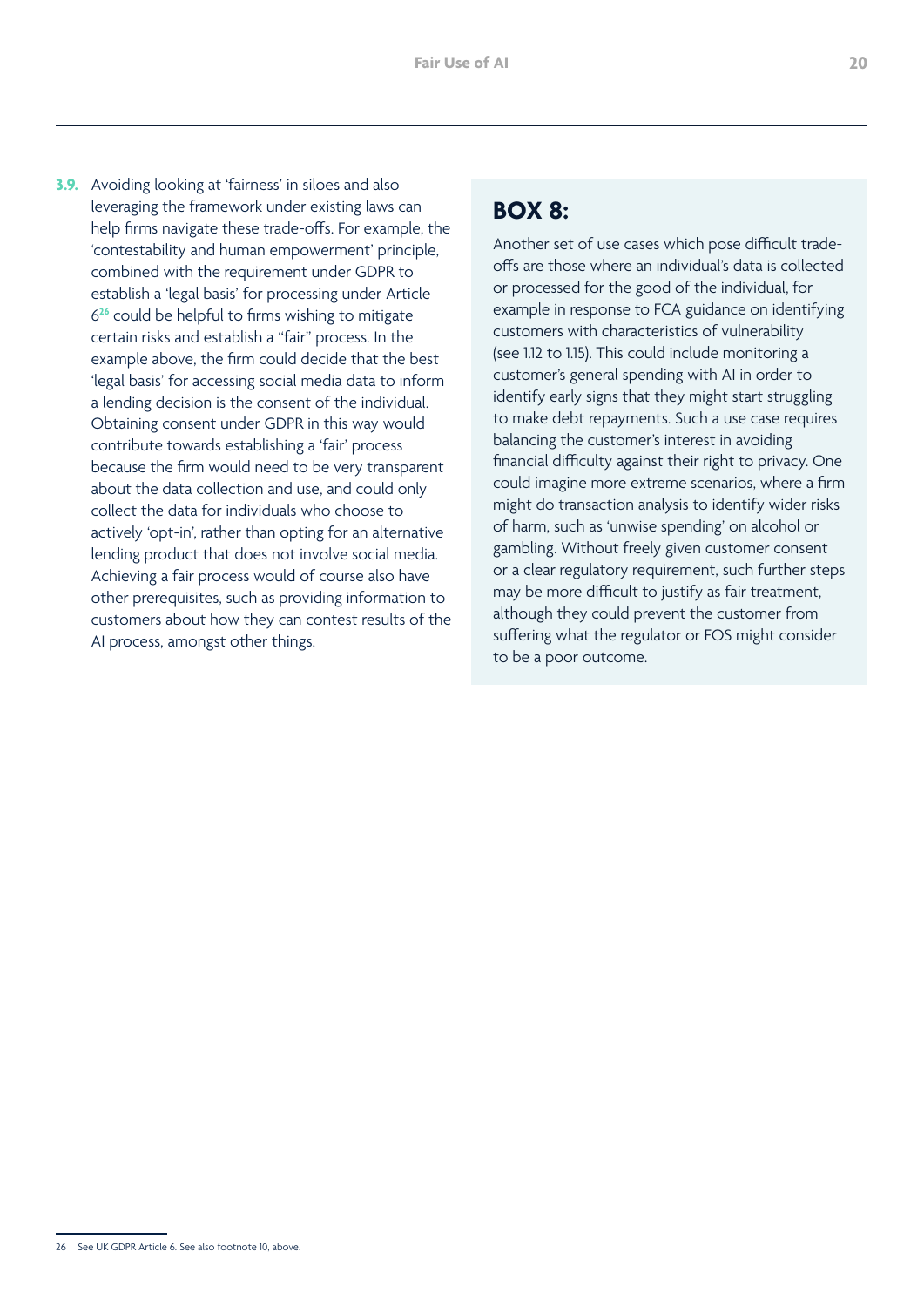**3.9.** Avoiding looking at 'fairness' in siloes and also leveraging the framework under existing laws can help firms navigate these trade-offs. For example, the 'contestability and human empowerment' principle, combined with the requirement under GDPR to establish a 'legal basis' for processing under Article 6[26] could be helpful to firms wishing to mitigate certain risks and establish a "fair" process. In the example above, the firm could decide that the best 'legal basis' for accessing social media data to inform a lending decision is the consent of the individual. Obtaining consent under GDPR in this way would contribute towards establishing a 'fair' process because the firm would need to be very transparent about the data collection and use, and could only collect the data for individuals who choose to actively 'opt-in', rather than opting for an alternative lending product that does not involve social media. Achieving a fair process would of course also have other prerequisites, such as providing information to customers about how they can contest results of the AI process, amongst other things.

## BOX 8:

Another set of use cases which pose difficult trade-offs are those where an individual's data is collected or processed for the good of the individual, for example in response to FCA guidance on identifying customers with characteristics of vulnerability (see 1.12 to 1.15). This could include monitoring a customer's general spending with AI in order to identify early signs that they might start struggling to make debt repayments. Such a use case requires balancing the customer's interest in avoiding financial difficulty against their right to privacy. One could imagine more extreme scenarios, where a firm might do transaction analysis to identify wider risks of harm, such as 'unwise spending' on alcohol or gambling. Without freely given customer consent or a clear regulatory requirement, such further steps may be more difficult to justify as fair treatment, although they could prevent the customer from suffering what the regulator or FOS might consider to be a poor outcome.

---

26 See UK GDPR Article 6. See also footnote 10, above.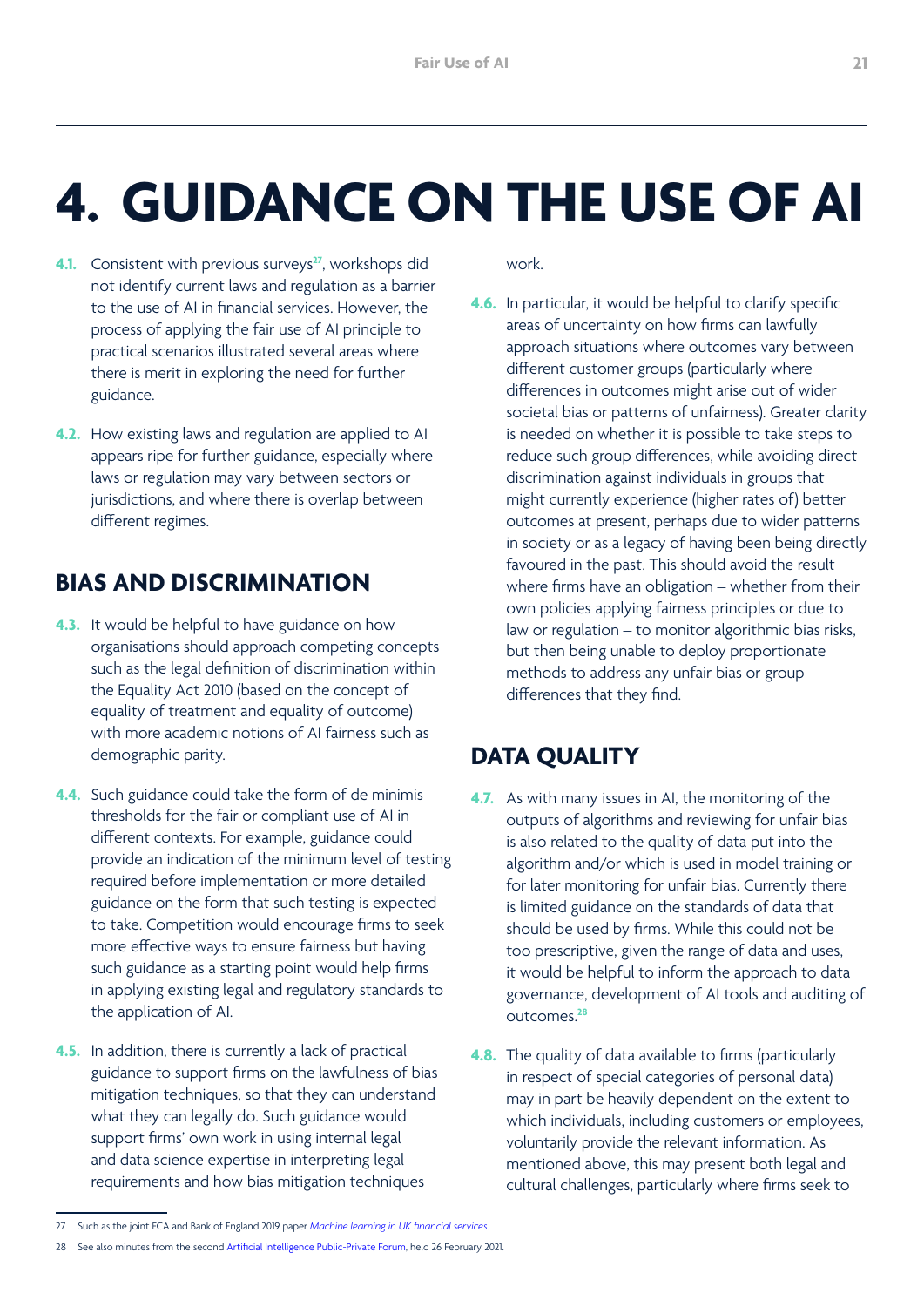# 4. GUIDANCE ON THE USE OF AI

**4.1.** Consistent with previous surveys[27], workshops did not identify current laws and regulation as a barrier to the use of AI in financial services. However, the process of applying the fair use of AI principle to practical scenarios illustrated several areas where there is merit in exploring the need for further guidance.

**4.2.** How existing laws and regulation are applied to AI appears ripe for further guidance, especially where laws or regulation may vary between sectors or jurisdictions, and where there is overlap between different regimes.

## BIAS AND DISCRIMINATION

**4.3.** It would be helpful to have guidance on how organisations should approach competing concepts such as the legal definition of discrimination within the Equality Act 2010 (based on the concept of equality of treatment and equality of outcome) with more academic notions of AI fairness such as demographic parity.

**4.4.** Such guidance could take the form of de minimis thresholds for the fair or compliant use of AI in different contexts. For example, guidance could provide an indication of the minimum level of testing required before implementation or more detailed guidance on the form that such testing is expected to take. Competition would encourage firms to seek more effective ways to ensure fairness but having such guidance as a starting point would help firms in applying existing legal and regulatory standards to the application of AI.

**4.5.** In addition, there is currently a lack of practical guidance to support firms on the lawfulness of bias mitigation techniques, so that they can understand what they can legally do. Such guidance would support firms' own work in using internal legal and data science expertise in interpreting legal requirements and how bias mitigation techniques work.

**4.6.** In particular, it would be helpful to clarify specific areas of uncertainty on how firms can lawfully approach situations where outcomes vary between different customer groups (particularly where differences in outcomes might arise out of wider societal bias or patterns of unfairness). Greater clarity is needed on whether it is possible to take steps to reduce such group differences, while avoiding direct discrimination against individuals in groups that might currently experience (higher rates of) better outcomes at present, perhaps due to wider patterns in society or as a legacy of having been being directly favoured in the past. This should avoid the result where firms have an obligation – whether from their own policies applying fairness principles or due to law or regulation – to monitor algorithmic bias risks, but then being unable to deploy proportionate methods to address any unfair bias or group differences that they find.

## DATA QUALITY

**4.7.** As with many issues in AI, the monitoring of the outputs of algorithms and reviewing for unfair bias is also related to the quality of data put into the algorithm and/or which is used in model training or for later monitoring for unfair bias. Currently there is limited guidance on the standards of data that should be used by firms. While this could not be too prescriptive, given the range of data and uses, it would be helpful to inform the approach to data governance, development of AI tools and auditing of outcomes.[28]

**4.8.** The quality of data available to firms (particularly in respect of special categories of personal data) may in part be heavily dependent on the extent to which individuals, including customers or employees, voluntarily provide the relevant information. As mentioned above, this may present both legal and cultural challenges, particularly where firms seek to

---

27 Such as the joint FCA and Bank of England 2019 paper *Machine learning in UK financial services*.

28 See also minutes from the second Artificial Intelligence Public-Private Forum, held 26 February 2021.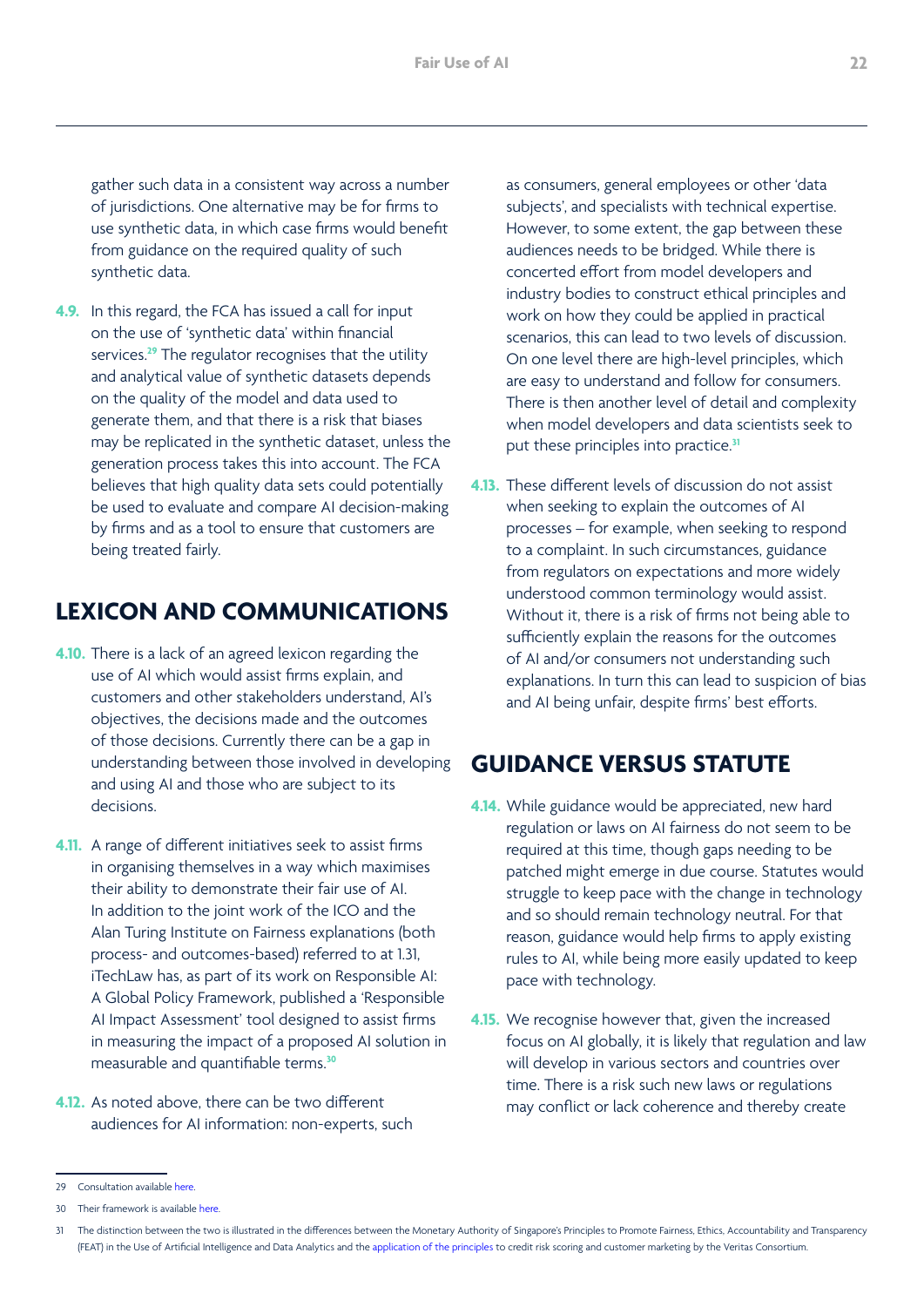gather such data in a consistent way across a number of jurisdictions. One alternative may be for firms to use synthetic data, in which case firms would benefit from guidance on the required quality of such synthetic data.

**4.9.** In this regard, the FCA has issued a call for input on the use of 'synthetic data' within financial services.[29] The regulator recognises that the utility and analytical value of synthetic datasets depends on the quality of the model and data used to generate them, and that there is a risk that biases may be replicated in the synthetic dataset, unless the generation process takes this into account. The FCA believes that high quality data sets could potentially be used to evaluate and compare AI decision-making by firms and as a tool to ensure that customers are being treated fairly.

## LEXICON AND COMMUNICATIONS

**4.10.** There is a lack of an agreed lexicon regarding the use of AI which would assist firms explain, and customers and other stakeholders understand, AI's objectives, the decisions made and the outcomes of those decisions. Currently there can be a gap in understanding between those involved in developing and using AI and those who are subject to its decisions.

**4.11.** A range of different initiatives seek to assist firms in organising themselves in a way which maximises their ability to demonstrate their fair use of AI. In addition to the joint work of the ICO and the Alan Turing Institute on Fairness explanations (both process- and outcomes-based) referred to at 1.31, iTechLaw has, as part of its work on Responsible AI: A Global Policy Framework, published a 'Responsible AI Impact Assessment' tool designed to assist firms in measuring the impact of a proposed AI solution in measurable and quantifiable terms.[30]

**4.12.** As noted above, there can be two different audiences for AI information: non-experts, such as consumers, general employees or other 'data subjects', and specialists with technical expertise. However, to some extent, the gap between these audiences needs to be bridged. While there is concerted effort from model developers and industry bodies to construct ethical principles and work on how they could be applied in practical scenarios, this can lead to two levels of discussion. On one level there are high-level principles, which are easy to understand and follow for consumers. There is then another level of detail and complexity when model developers and data scientists seek to put these principles into practice.[31]

**4.13.** These different levels of discussion do not assist when seeking to explain the outcomes of AI processes – for example, when seeking to respond to a complaint. In such circumstances, guidance from regulators on expectations and more widely understood common terminology would assist. Without it, there is a risk of firms not being able to sufficiently explain the reasons for the outcomes of AI and/or consumers not understanding such explanations. In turn this can lead to suspicion of bias and AI being unfair, despite firms' best efforts.

## GUIDANCE VERSUS STATUTE

**4.14.** While guidance would be appreciated, new hard regulation or laws on AI fairness do not seem to be required at this time, though gaps needing to be patched might emerge in due course. Statutes would struggle to keep pace with the change in technology and so should remain technology neutral. For that reason, guidance would help firms to apply existing rules to AI, while being more easily updated to keep pace with technology.

**4.15.** We recognise however that, given the increased focus on AI globally, it is likely that regulation and law will develop in various sectors and countries over time. There is a risk such new laws or regulations may conflict or lack coherence and thereby create

---

29 Consultation available here.

30 Their framework is available here.

31 The distinction between the two is illustrated in the differences between the Monetary Authority of Singapore's Principles to Promote Fairness, Ethics, Accountability and Transparency (FEAT) in the Use of Artificial Intelligence and Data Analytics and the application of the principles to credit risk scoring and customer marketing by the Veritas Consortium.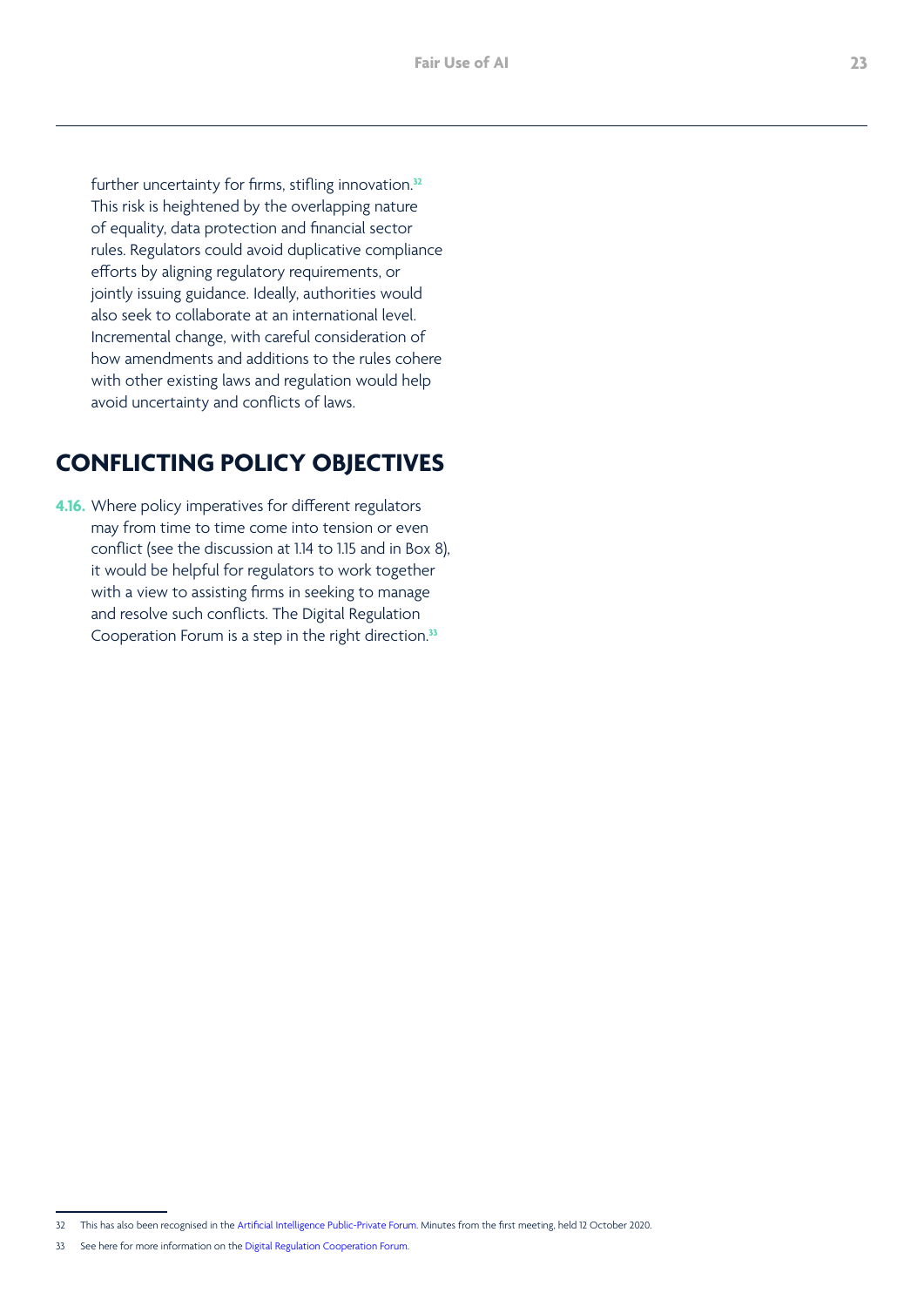further uncertainty for firms, stifling innovation.[32] This risk is heightened by the overlapping nature of equality, data protection and financial sector rules. Regulators could avoid duplicative compliance efforts by aligning regulatory requirements, or jointly issuing guidance. Ideally, authorities would also seek to collaborate at an international level. Incremental change, with careful consideration of how amendments and additions to the rules cohere with other existing laws and regulation would help avoid uncertainty and conflicts of laws.

## CONFLICTING POLICY OBJECTIVES

**4.16.** Where policy imperatives for different regulators may from time to time come into tension or even conflict (see the discussion at 1.14 to 1.15 and in Box 8), it would be helpful for regulators to work together with a view to assisting firms in seeking to manage and resolve such conflicts. The Digital Regulation Cooperation Forum is a step in the right direction.[33]

---

32 This has also been recognised in the Artificial Intelligence Public-Private Forum. Minutes from the first meeting, held 12 October 2020.

33 See here for more information on the Digital Regulation Cooperation Forum.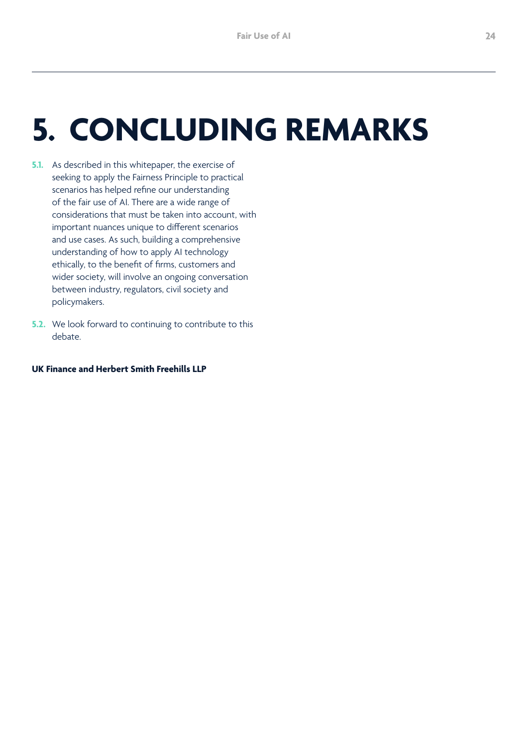# 5. CONCLUDING REMARKS

**5.1.** As described in this whitepaper, the exercise of seeking to apply the Fairness Principle to practical scenarios has helped refine our understanding of the fair use of AI. There are a wide range of considerations that must be taken into account, with important nuances unique to different scenarios and use cases. As such, building a comprehensive understanding of how to apply AI technology ethically, to the benefit of firms, customers and wider society, will involve an ongoing conversation between industry, regulators, civil society and policymakers.

**5.2.** We look forward to continuing to contribute to this debate.

**UK Finance and Herbert Smith Freehills LLP**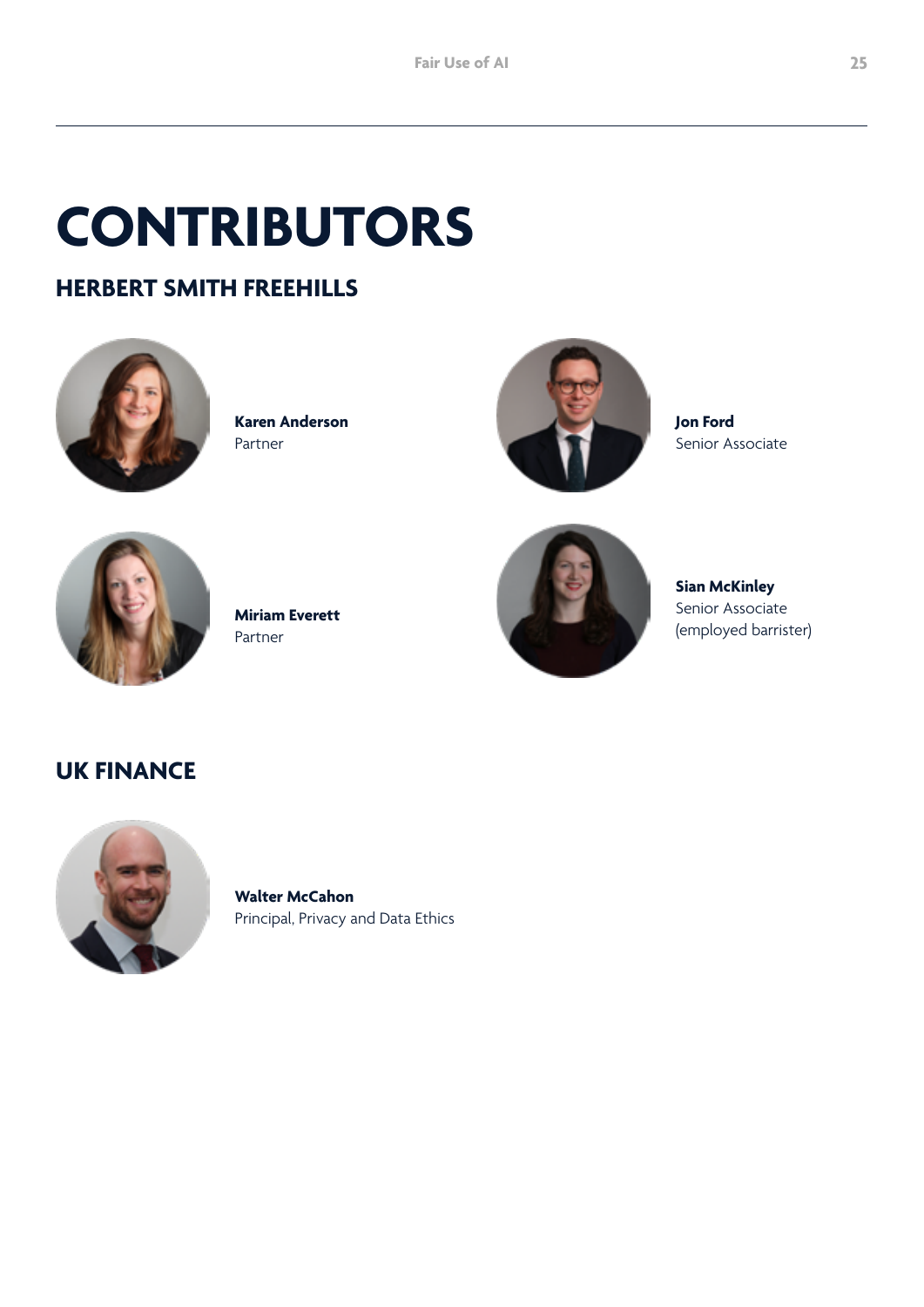# CONTRIBUTORS

## HERBERT SMITH FREEHILLS

**Karen Anderson**
Partner

**Jon Ford**
Senior Associate

**Miriam Everett**
Partner

**Sian McKinley**
Senior Associate
(employed barrister)

## UK FINANCE

**Walter McCahon**
Principal, Privacy and Data Ethics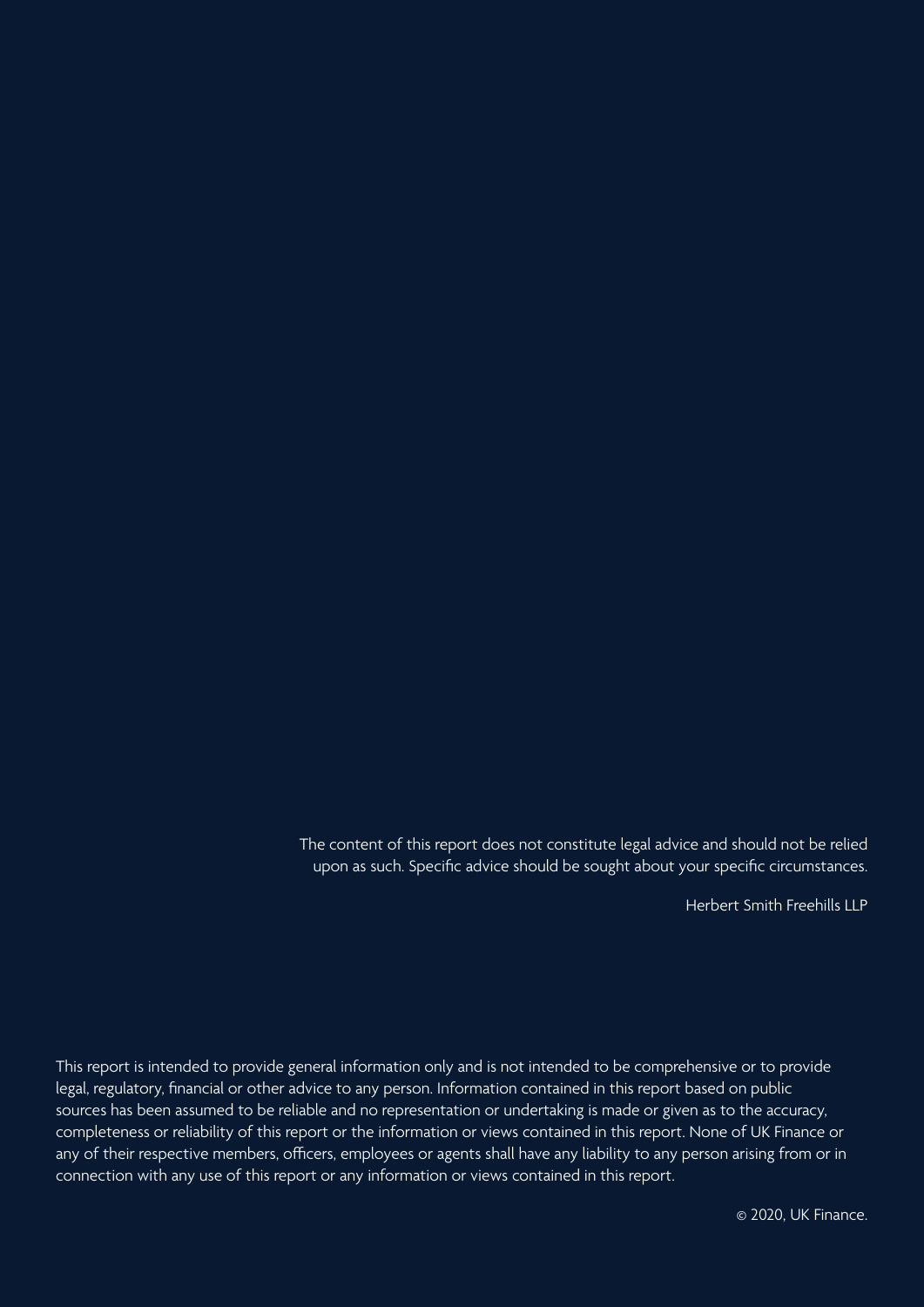The content of this report does not constitute legal advice and should not be relied upon as such. Specific advice should be sought about your specific circumstances.

Herbert Smith Freehills LLP

This report is intended to provide general information only and is not intended to be comprehensive or to provide legal, regulatory, financial or other advice to any person. Information contained in this report based on public sources has been assumed to be reliable and no representation or undertaking is made or given as to the accuracy, completeness or reliability of this report or the information or views contained in this report. None of UK Finance or any of their respective members, officers, employees or agents shall have any liability to any person arising from or in connection with any use of this report or any information or views contained in this report.

© 2020, UK Finance.